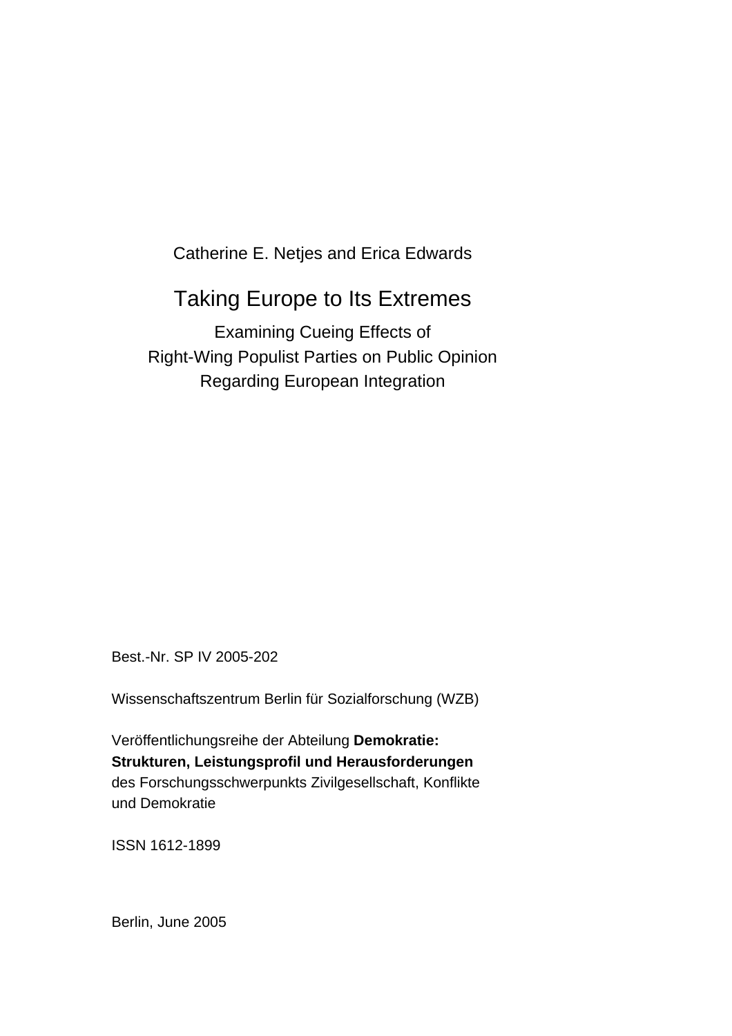Catherine E. Netjes and Erica Edwards

# Taking Europe to Its Extremes

## Examining Cueing Effects of Right-Wing Populist Parties on Public Opinion Regarding European Integration

Best.-Nr. SP IV 2005-202

Wissenschaftszentrum Berlin für Sozialforschung (WZB)

Veröffentlichungsreihe der Abteilung **Demokratie: Strukturen, Leistungsprofil und Herausforderungen** des Forschungsschwerpunkts Zivilgesellschaft, Konflikte und Demokratie

ISSN 1612-1899

Berlin, June 2005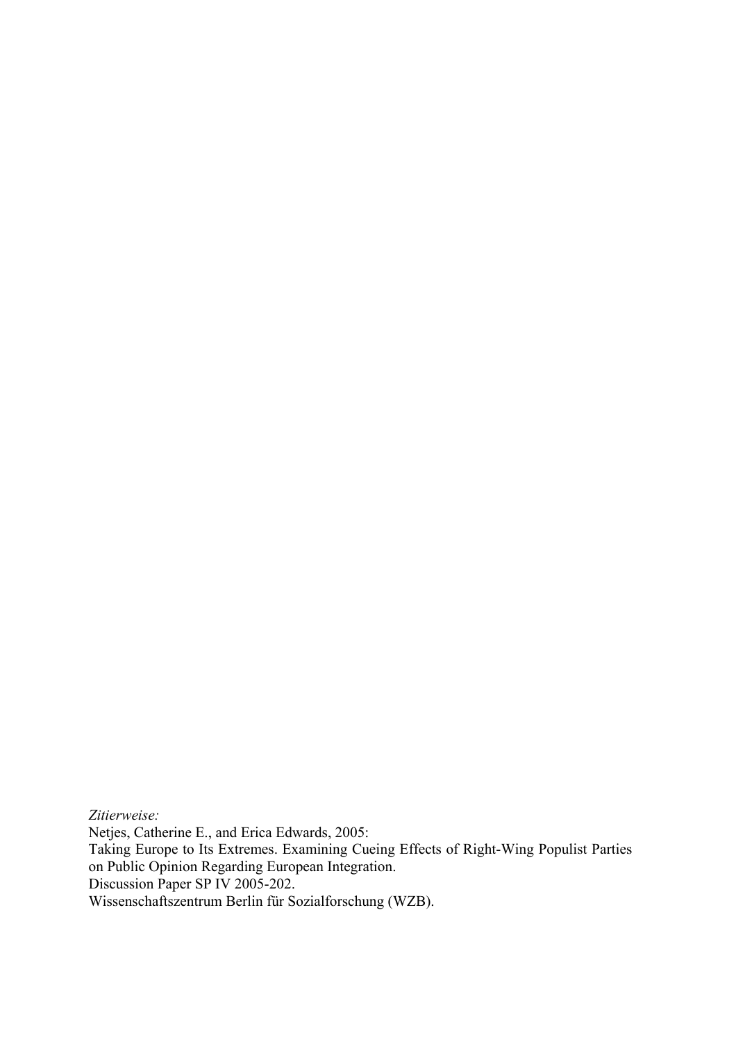*Zitierweise:*
Netjes, Catherine E., and Erica Edwards, 2005:
Taking Europe to Its Extremes. Examining Cueing Effects of Right-Wing Populist Parties on Public Opinion Regarding European Integration.
Discussion Paper SP IV 2005-202.
Wissenschaftszentrum Berlin für Sozialforschung (WZB).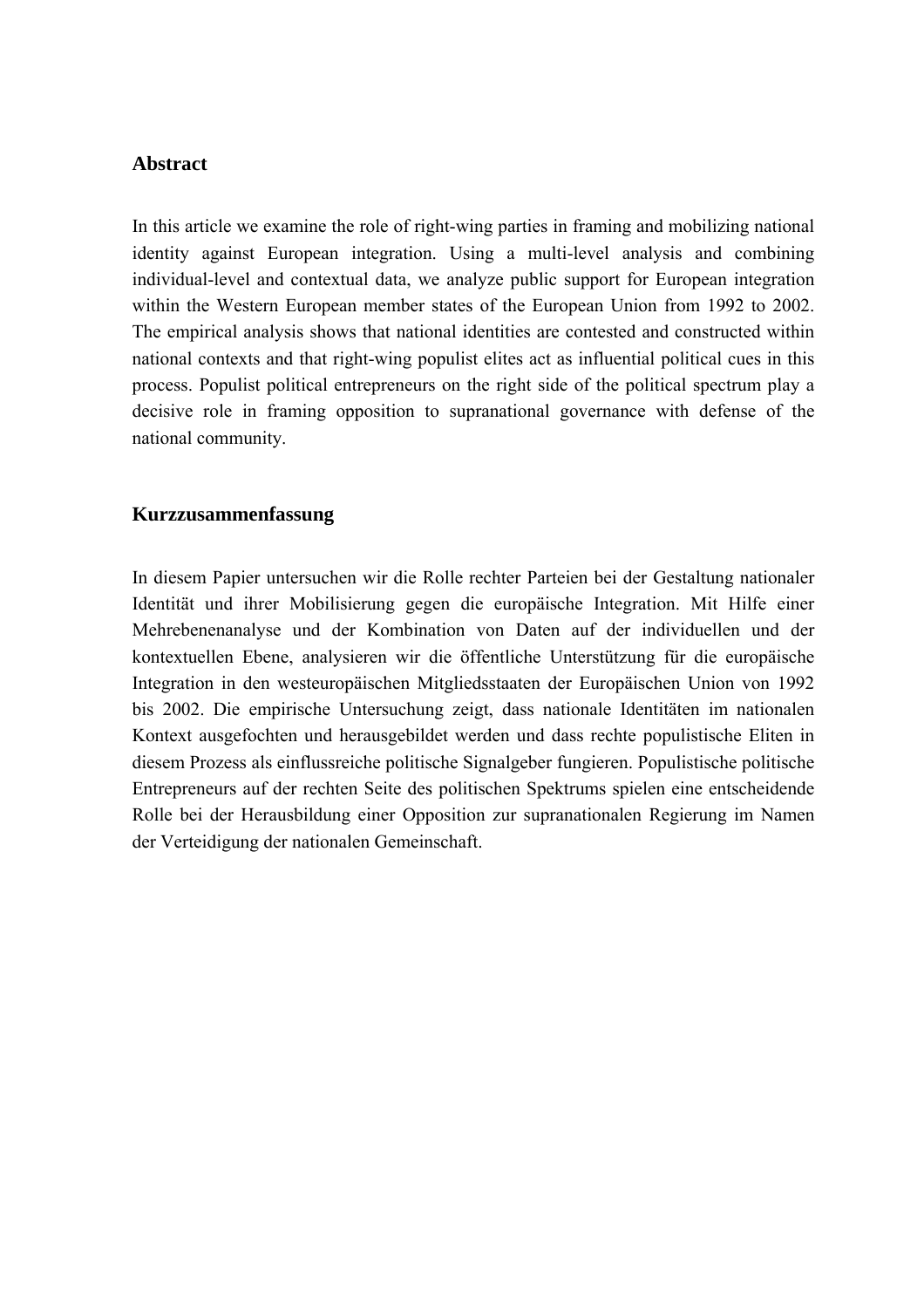## Abstract

In this article we examine the role of right-wing parties in framing and mobilizing national identity against European integration. Using a multi-level analysis and combining individual-level and contextual data, we analyze public support for European integration within the Western European member states of the European Union from 1992 to 2002. The empirical analysis shows that national identities are contested and constructed within national contexts and that right-wing populist elites act as influential political cues in this process. Populist political entrepreneurs on the right side of the political spectrum play a decisive role in framing opposition to supranational governance with defense of the national community.

## Kurzzusammenfassung

In diesem Papier untersuchen wir die Rolle rechter Parteien bei der Gestaltung nationaler Identität und ihrer Mobilisierung gegen die europäische Integration. Mit Hilfe einer Mehrebenenanalyse und der Kombination von Daten auf der individuellen und der kontextuellen Ebene, analysieren wir die öffentliche Unterstützung für die europäische Integration in den westeuropäischen Mitgliedsstaaten der Europäischen Union von 1992 bis 2002. Die empirische Untersuchung zeigt, dass nationale Identitäten im nationalen Kontext ausgefochten und herausgebildet werden und dass rechte populistische Eliten in diesem Prozess als einflussreiche politische Signalgeber fungieren. Populistische politische Entrepreneurs auf der rechten Seite des politischen Spektrums spielen eine entscheidende Rolle bei der Herausbildung einer Opposition zur supranationalen Regierung im Namen der Verteidigung der nationalen Gemeinschaft.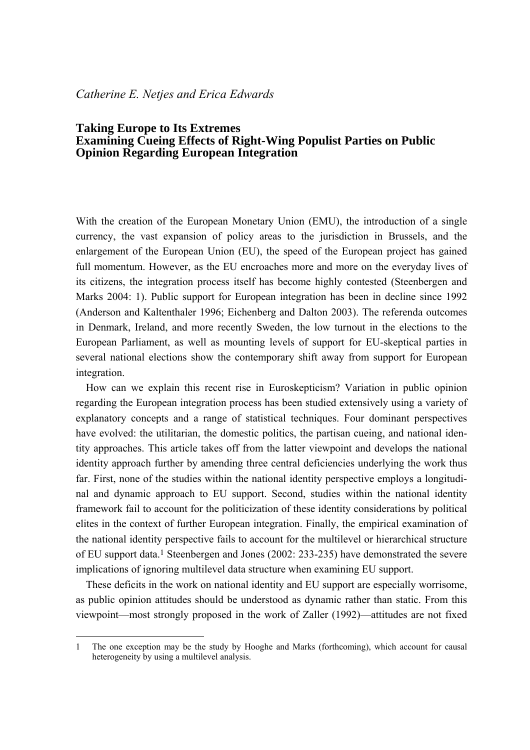*Catherine E. Netjes and Erica Edwards*

## Taking Europe to Its Extremes
## Examining Cueing Effects of Right-Wing Populist Parties on Public Opinion Regarding European Integration

With the creation of the European Monetary Union (EMU), the introduction of a single currency, the vast expansion of policy areas to the jurisdiction in Brussels, and the enlargement of the European Union (EU), the speed of the European project has gained full momentum. However, as the EU encroaches more and more on the everyday lives of its citizens, the integration process itself has become highly contested (Steenbergen and Marks 2004: 1). Public support for European integration has been in decline since 1992 (Anderson and Kaltenthaler 1996; Eichenberg and Dalton 2003). The referenda outcomes in Denmark, Ireland, and more recently Sweden, the low turnout in the elections to the European Parliament, as well as mounting levels of support for EU-skeptical parties in several national elections show the contemporary shift away from support for European integration.

How can we explain this recent rise in Euroskepticism? Variation in public opinion regarding the European integration process has been studied extensively using a variety of explanatory concepts and a range of statistical techniques. Four dominant perspectives have evolved: the utilitarian, the domestic politics, the partisan cueing, and national identity approaches. This article takes off from the latter viewpoint and develops the national identity approach further by amending three central deficiencies underlying the work thus far. First, none of the studies within the national identity perspective employs a longitudinal and dynamic approach to EU support. Second, studies within the national identity framework fail to account for the politicization of these identity considerations by political elites in the context of further European integration. Finally, the empirical examination of the national identity perspective fails to account for the multilevel or hierarchical structure of EU support data.[1] Steenbergen and Jones (2002: 233-235) have demonstrated the severe implications of ignoring multilevel data structure when examining EU support.

These deficits in the work on national identity and EU support are especially worrisome, as public opinion attitudes should be understood as dynamic rather than static. From this viewpoint—most strongly proposed in the work of Zaller (1992)—attitudes are not fixed

---

1 The one exception may be the study by Hooghe and Marks (forthcoming), which account for causal heterogeneity by using a multilevel analysis.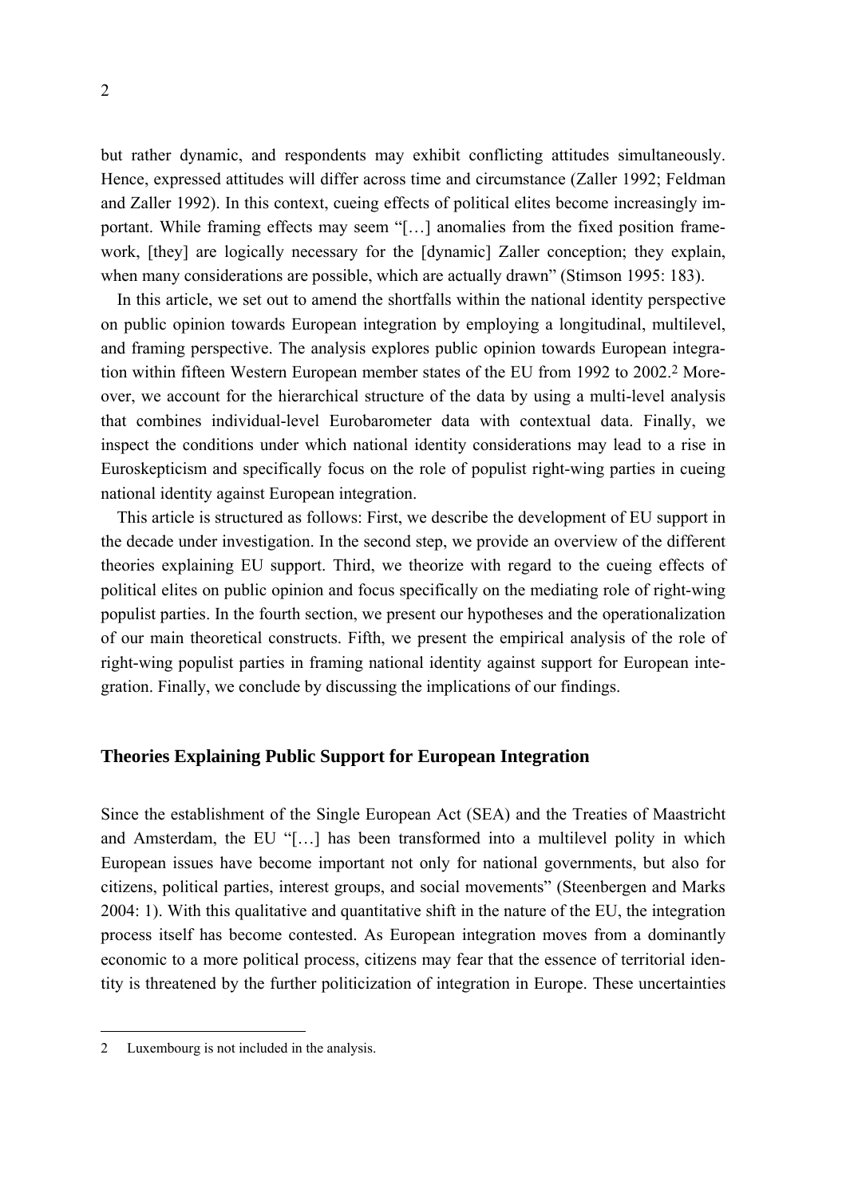but rather dynamic, and respondents may exhibit conflicting attitudes simultaneously. Hence, expressed attitudes will differ across time and circumstance (Zaller 1992; Feldman and Zaller 1992). In this context, cueing effects of political elites become increasingly important. While framing effects may seem "[…] anomalies from the fixed position framework, [they] are logically necessary for the [dynamic] Zaller conception; they explain, when many considerations are possible, which are actually drawn" (Stimson 1995: 183).

In this article, we set out to amend the shortfalls within the national identity perspective on public opinion towards European integration by employing a longitudinal, multilevel, and framing perspective. The analysis explores public opinion towards European integration within fifteen Western European member states of the EU from 1992 to 2002.[2] Moreover, we account for the hierarchical structure of the data by using a multi-level analysis that combines individual-level Eurobarometer data with contextual data. Finally, we inspect the conditions under which national identity considerations may lead to a rise in Euroskepticism and specifically focus on the role of populist right-wing parties in cueing national identity against European integration.

This article is structured as follows: First, we describe the development of EU support in the decade under investigation. In the second step, we provide an overview of the different theories explaining EU support. Third, we theorize with regard to the cueing effects of political elites on public opinion and focus specifically on the mediating role of right-wing populist parties. In the fourth section, we present our hypotheses and the operationalization of our main theoretical constructs. Fifth, we present the empirical analysis of the role of right-wing populist parties in framing national identity against support for European integration. Finally, we conclude by discussing the implications of our findings.

## Theories Explaining Public Support for European Integration

Since the establishment of the Single European Act (SEA) and the Treaties of Maastricht and Amsterdam, the EU "[…] has been transformed into a multilevel polity in which European issues have become important not only for national governments, but also for citizens, political parties, interest groups, and social movements" (Steenbergen and Marks 2004: 1). With this qualitative and quantitative shift in the nature of the EU, the integration process itself has become contested. As European integration moves from a dominantly economic to a more political process, citizens may fear that the essence of territorial identity is threatened by the further politicization of integration in Europe. These uncertainties

---

2 Luxembourg is not included in the analysis.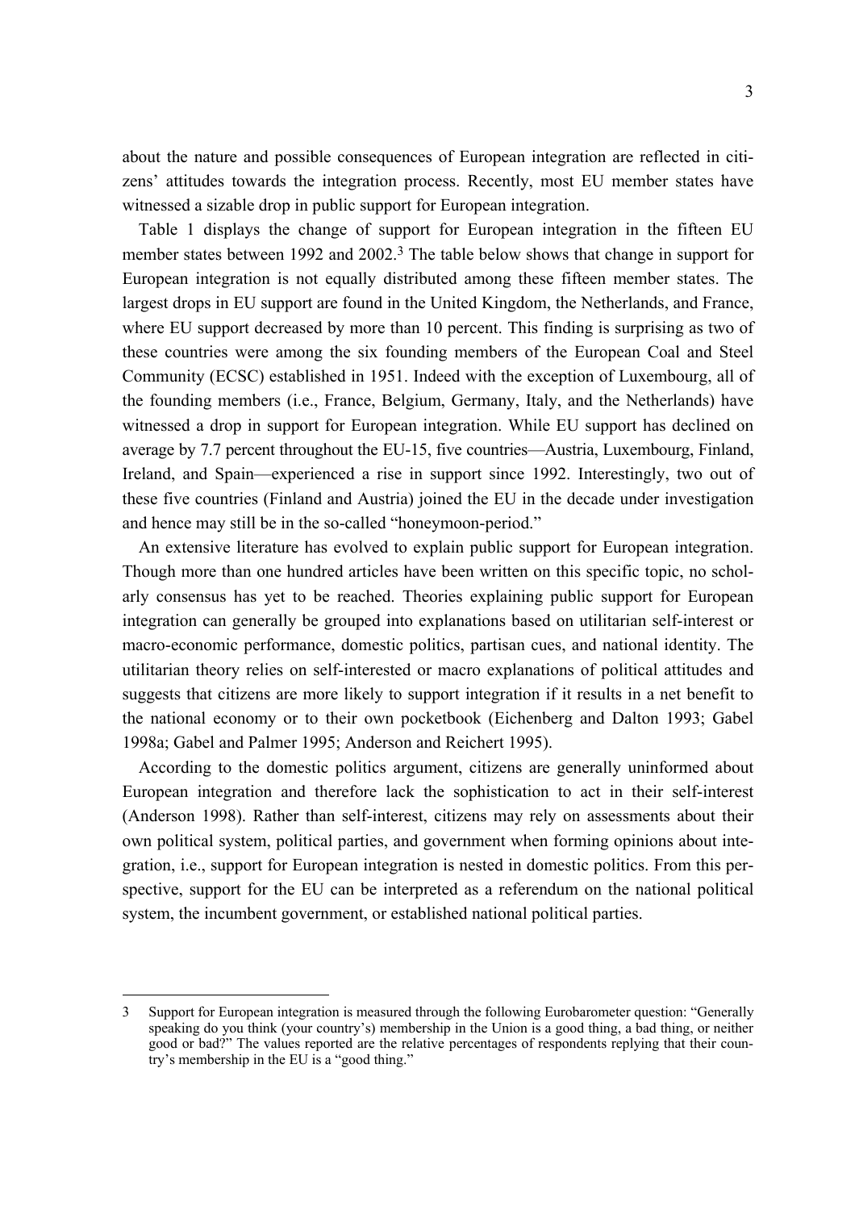about the nature and possible consequences of European integration are reflected in citizens' attitudes towards the integration process. Recently, most EU member states have witnessed a sizable drop in public support for European integration.

Table 1 displays the change of support for European integration in the fifteen EU member states between 1992 and 2002.[3] The table below shows that change in support for European integration is not equally distributed among these fifteen member states. The largest drops in EU support are found in the United Kingdom, the Netherlands, and France, where EU support decreased by more than 10 percent. This finding is surprising as two of these countries were among the six founding members of the European Coal and Steel Community (ECSC) established in 1951. Indeed with the exception of Luxembourg, all of the founding members (i.e., France, Belgium, Germany, Italy, and the Netherlands) have witnessed a drop in support for European integration. While EU support has declined on average by 7.7 percent throughout the EU-15, five countries—Austria, Luxembourg, Finland, Ireland, and Spain—experienced a rise in support since 1992. Interestingly, two out of these five countries (Finland and Austria) joined the EU in the decade under investigation and hence may still be in the so-called "honeymoon-period."

An extensive literature has evolved to explain public support for European integration. Though more than one hundred articles have been written on this specific topic, no scholarly consensus has yet to be reached. Theories explaining public support for European integration can generally be grouped into explanations based on utilitarian self-interest or macro-economic performance, domestic politics, partisan cues, and national identity. The utilitarian theory relies on self-interested or macro explanations of political attitudes and suggests that citizens are more likely to support integration if it results in a net benefit to the national economy or to their own pocketbook (Eichenberg and Dalton 1993; Gabel 1998a; Gabel and Palmer 1995; Anderson and Reichert 1995).

According to the domestic politics argument, citizens are generally uninformed about European integration and therefore lack the sophistication to act in their self-interest (Anderson 1998). Rather than self-interest, citizens may rely on assessments about their own political system, political parties, and government when forming opinions about integration, i.e., support for European integration is nested in domestic politics. From this perspective, support for the EU can be interpreted as a referendum on the national political system, the incumbent government, or established national political parties.

---

3 Support for European integration is measured through the following Eurobarometer question: "Generally speaking do you think (your country's) membership in the Union is a good thing, a bad thing, or neither good or bad?" The values reported are the relative percentages of respondents replying that their country's membership in the EU is a "good thing."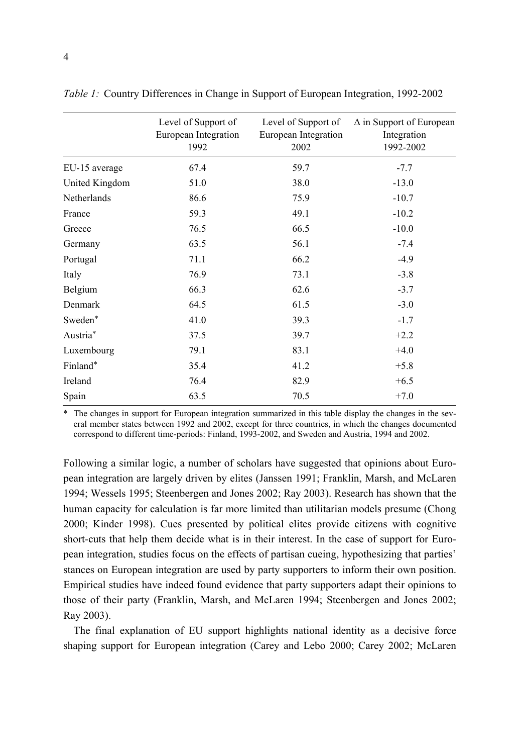*Table 1:* Country Differences in Change in Support of European Integration, 1992-2002

| | Level of Support of European Integration 1992 | Level of Support of European Integration 2002 | Δ in Support of European Integration 1992-2002 |
|---|---|---|---|
| EU-15 average | 67.4 | 59.7 | -7.7 |
| United Kingdom | 51.0 | 38.0 | -13.0 |
| Netherlands | 86.6 | 75.9 | -10.7 |
| France | 59.3 | 49.1 | -10.2 |
| Greece | 76.5 | 66.5 | -10.0 |
| Germany | 63.5 | 56.1 | -7.4 |
| Portugal | 71.1 | 66.2 | -4.9 |
| Italy | 76.9 | 73.1 | -3.8 |
| Belgium | 66.3 | 62.6 | -3.7 |
| Denmark | 64.5 | 61.5 | -3.0 |
| Sweden* | 41.0 | 39.3 | -1.7 |
| Austria* | 37.5 | 39.7 | +2.2 |
| Luxembourg | 79.1 | 83.1 | +4.0 |
| Finland* | 35.4 | 41.2 | +5.8 |
| Ireland | 76.4 | 82.9 | +6.5 |
| Spain | 63.5 | 70.5 | +7.0 |

\* The changes in support for European integration summarized in this table display the changes in the several member states between 1992 and 2002, except for three countries, in which the changes documented correspond to different time-periods: Finland, 1993-2002, and Sweden and Austria, 1994 and 2002.

Following a similar logic, a number of scholars have suggested that opinions about European integration are largely driven by elites (Janssen 1991; Franklin, Marsh, and McLaren 1994; Wessels 1995; Steenbergen and Jones 2002; Ray 2003). Research has shown that the human capacity for calculation is far more limited than utilitarian models presume (Chong 2000; Kinder 1998). Cues presented by political elites provide citizens with cognitive short-cuts that help them decide what is in their interest. In the case of support for European integration, studies focus on the effects of partisan cueing, hypothesizing that parties' stances on European integration are used by party supporters to inform their own position. Empirical studies have indeed found evidence that party supporters adapt their opinions to those of their party (Franklin, Marsh, and McLaren 1994; Steenbergen and Jones 2002; Ray 2003).

The final explanation of EU support highlights national identity as a decisive force shaping support for European integration (Carey and Lebo 2000; Carey 2002; McLaren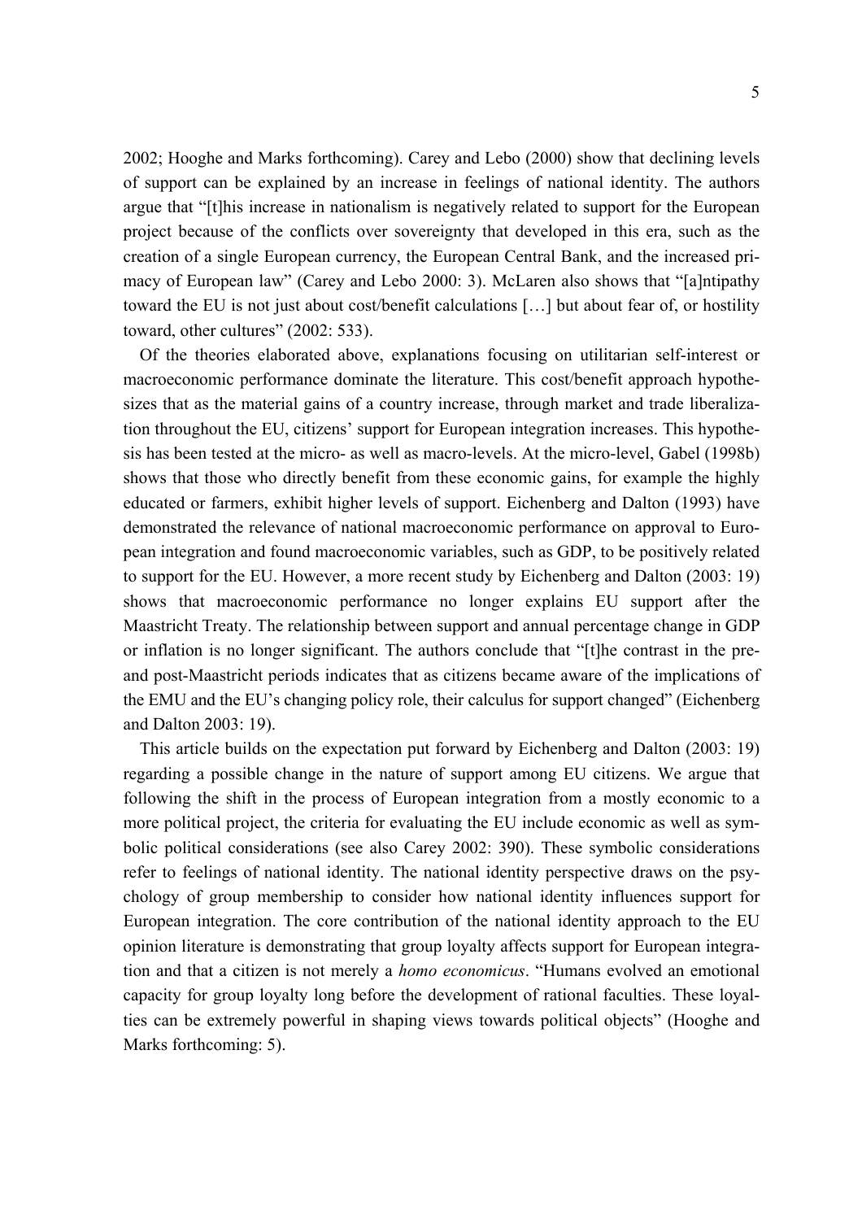2002; Hooghe and Marks forthcoming). Carey and Lebo (2000) show that declining levels of support can be explained by an increase in feelings of national identity. The authors argue that "[t]his increase in nationalism is negatively related to support for the European project because of the conflicts over sovereignty that developed in this era, such as the creation of a single European currency, the European Central Bank, and the increased primacy of European law" (Carey and Lebo 2000: 3). McLaren also shows that "[a]ntipathy toward the EU is not just about cost/benefit calculations […] but about fear of, or hostility toward, other cultures" (2002: 533).

Of the theories elaborated above, explanations focusing on utilitarian self-interest or macroeconomic performance dominate the literature. This cost/benefit approach hypothesizes that as the material gains of a country increase, through market and trade liberalization throughout the EU, citizens' support for European integration increases. This hypothesis has been tested at the micro- as well as macro-levels. At the micro-level, Gabel (1998b) shows that those who directly benefit from these economic gains, for example the highly educated or farmers, exhibit higher levels of support. Eichenberg and Dalton (1993) have demonstrated the relevance of national macroeconomic performance on approval to European integration and found macroeconomic variables, such as GDP, to be positively related to support for the EU. However, a more recent study by Eichenberg and Dalton (2003: 19) shows that macroeconomic performance no longer explains EU support after the Maastricht Treaty. The relationship between support and annual percentage change in GDP or inflation is no longer significant. The authors conclude that "[t]he contrast in the pre- and post-Maastricht periods indicates that as citizens became aware of the implications of the EMU and the EU's changing policy role, their calculus for support changed" (Eichenberg and Dalton 2003: 19).

This article builds on the expectation put forward by Eichenberg and Dalton (2003: 19) regarding a possible change in the nature of support among EU citizens. We argue that following the shift in the process of European integration from a mostly economic to a more political project, the criteria for evaluating the EU include economic as well as symbolic political considerations (see also Carey 2002: 390). These symbolic considerations refer to feelings of national identity. The national identity perspective draws on the psychology of group membership to consider how national identity influences support for European integration. The core contribution of the national identity approach to the EU opinion literature is demonstrating that group loyalty affects support for European integration and that a citizen is not merely a *homo economicus*. "Humans evolved an emotional capacity for group loyalty long before the development of rational faculties. These loyalties can be extremely powerful in shaping views towards political objects" (Hooghe and Marks forthcoming: 5).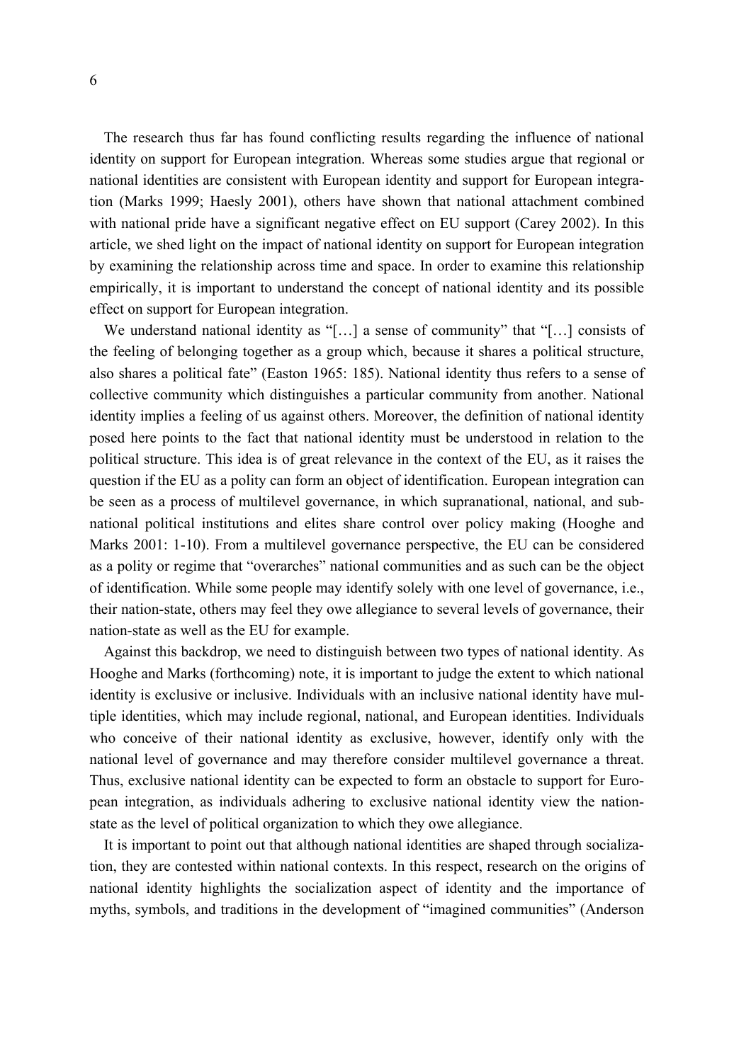The research thus far has found conflicting results regarding the influence of national identity on support for European integration. Whereas some studies argue that regional or national identities are consistent with European identity and support for European integration (Marks 1999; Haesly 2001), others have shown that national attachment combined with national pride have a significant negative effect on EU support (Carey 2002). In this article, we shed light on the impact of national identity on support for European integration by examining the relationship across time and space. In order to examine this relationship empirically, it is important to understand the concept of national identity and its possible effect on support for European integration.

We understand national identity as "[…] a sense of community" that "[…] consists of the feeling of belonging together as a group which, because it shares a political structure, also shares a political fate" (Easton 1965: 185). National identity thus refers to a sense of collective community which distinguishes a particular community from another. National identity implies a feeling of us against others. Moreover, the definition of national identity posed here points to the fact that national identity must be understood in relation to the political structure. This idea is of great relevance in the context of the EU, as it raises the question if the EU as a polity can form an object of identification. European integration can be seen as a process of multilevel governance, in which supranational, national, and subnational political institutions and elites share control over policy making (Hooghe and Marks 2001: 1-10). From a multilevel governance perspective, the EU can be considered as a polity or regime that "overarches" national communities and as such can be the object of identification. While some people may identify solely with one level of governance, i.e., their nation-state, others may feel they owe allegiance to several levels of governance, their nation-state as well as the EU for example.

Against this backdrop, we need to distinguish between two types of national identity. As Hooghe and Marks (forthcoming) note, it is important to judge the extent to which national identity is exclusive or inclusive. Individuals with an inclusive national identity have multiple identities, which may include regional, national, and European identities. Individuals who conceive of their national identity as exclusive, however, identify only with the national level of governance and may therefore consider multilevel governance a threat. Thus, exclusive national identity can be expected to form an obstacle to support for European integration, as individuals adhering to exclusive national identity view the nation-state as the level of political organization to which they owe allegiance.

It is important to point out that although national identities are shaped through socialization, they are contested within national contexts. In this respect, research on the origins of national identity highlights the socialization aspect of identity and the importance of myths, symbols, and traditions in the development of "imagined communities" (Anderson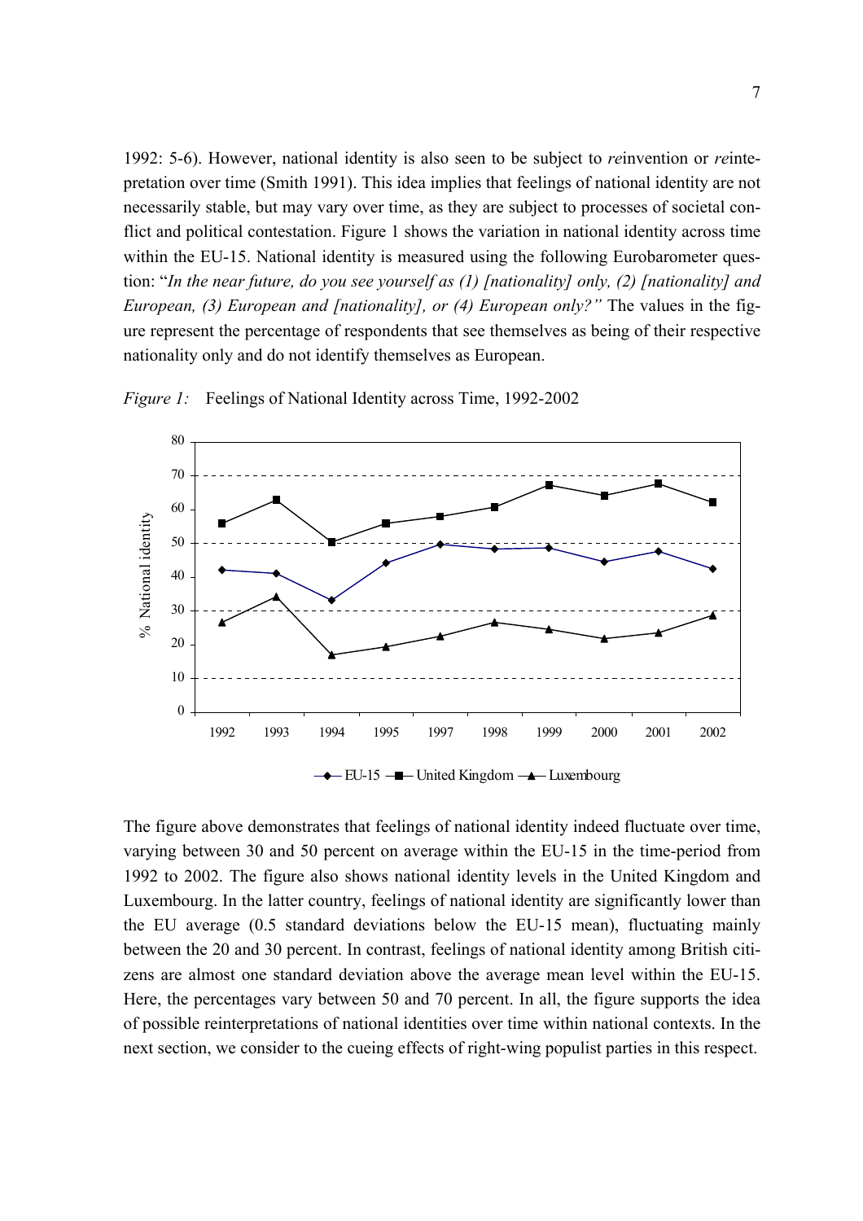1992: 5-6). However, national identity is also seen to be subject to *re*invention or *re*intepretation over time (Smith 1991). This idea implies that feelings of national identity are not necessarily stable, but may vary over time, as they are subject to processes of societal conflict and political contestation. Figure 1 shows the variation in national identity across time within the EU-15. National identity is measured using the following Eurobarometer question: "*In the near future, do you see yourself as (1) [nationality] only, (2) [nationality] and European, (3) European and [nationality], or (4) European only?"* The values in the figure represent the percentage of respondents that see themselves as being of their respective nationality only and do not identify themselves as European.

*Figure 1:* Feelings of National Identity across Time, 1992-2002

% National identity

80
70
60
50
40
30
20
10
0

1992 1993 1994 1995 1997 1998 1999 2000 2001 2002

EU-15 United Kingdom Luxembourg

The figure above demonstrates that feelings of national identity indeed fluctuate over time, varying between 30 and 50 percent on average within the EU-15 in the time-period from 1992 to 2002. The figure also shows national identity levels in the United Kingdom and Luxembourg. In the latter country, feelings of national identity are significantly lower than the EU average (0.5 standard deviations below the EU-15 mean), fluctuating mainly between the 20 and 30 percent. In contrast, feelings of national identity among British citizens are almost one standard deviation above the average mean level within the EU-15. Here, the percentages vary between 50 and 70 percent. In all, the figure supports the idea of possible reinterpretations of national identities over time within national contexts. In the next section, we consider to the cueing effects of right-wing populist parties in this respect.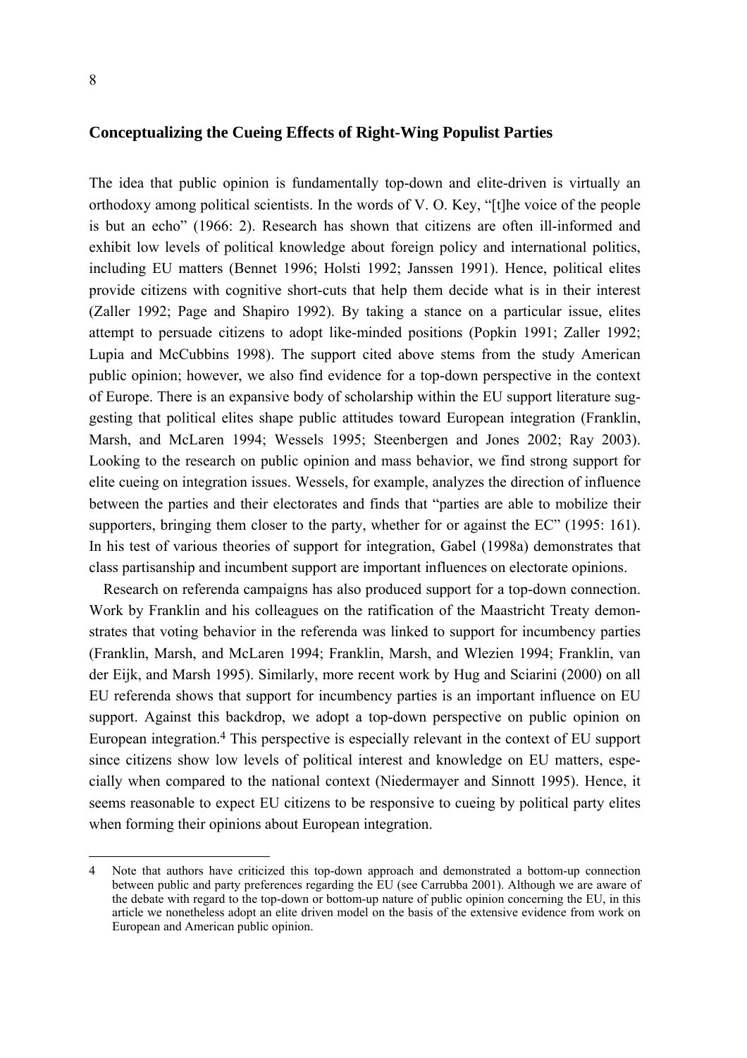## Conceptualizing the Cueing Effects of Right-Wing Populist Parties

The idea that public opinion is fundamentally top-down and elite-driven is virtually an orthodoxy among political scientists. In the words of V. O. Key, "[t]he voice of the people is but an echo" (1966: 2). Research has shown that citizens are often ill-informed and exhibit low levels of political knowledge about foreign policy and international politics, including EU matters (Bennet 1996; Holsti 1992; Janssen 1991). Hence, political elites provide citizens with cognitive short-cuts that help them decide what is in their interest (Zaller 1992; Page and Shapiro 1992). By taking a stance on a particular issue, elites attempt to persuade citizens to adopt like-minded positions (Popkin 1991; Zaller 1992; Lupia and McCubbins 1998). The support cited above stems from the study American public opinion; however, we also find evidence for a top-down perspective in the context of Europe. There is an expansive body of scholarship within the EU support literature suggesting that political elites shape public attitudes toward European integration (Franklin, Marsh, and McLaren 1994; Wessels 1995; Steenbergen and Jones 2002; Ray 2003). Looking to the research on public opinion and mass behavior, we find strong support for elite cueing on integration issues. Wessels, for example, analyzes the direction of influence between the parties and their electorates and finds that "parties are able to mobilize their supporters, bringing them closer to the party, whether for or against the EC" (1995: 161). In his test of various theories of support for integration, Gabel (1998a) demonstrates that class partisanship and incumbent support are important influences on electorate opinions.

Research on referenda campaigns has also produced support for a top-down connection. Work by Franklin and his colleagues on the ratification of the Maastricht Treaty demonstrates that voting behavior in the referenda was linked to support for incumbency parties (Franklin, Marsh, and McLaren 1994; Franklin, Marsh, and Wlezien 1994; Franklin, van der Eijk, and Marsh 1995). Similarly, more recent work by Hug and Sciarini (2000) on all EU referenda shows that support for incumbency parties is an important influence on EU support. Against this backdrop, we adopt a top-down perspective on public opinion on European integration.[4] This perspective is especially relevant in the context of EU support since citizens show low levels of political interest and knowledge on EU matters, especially when compared to the national context (Niedermayer and Sinnott 1995). Hence, it seems reasonable to expect EU citizens to be responsive to cueing by political party elites when forming their opinions about European integration.

---

4 Note that authors have criticized this top-down approach and demonstrated a bottom-up connection between public and party preferences regarding the EU (see Carrubba 2001). Although we are aware of the debate with regard to the top-down or bottom-up nature of public opinion concerning the EU, in this article we nonetheless adopt an elite driven model on the basis of the extensive evidence from work on European and American public opinion.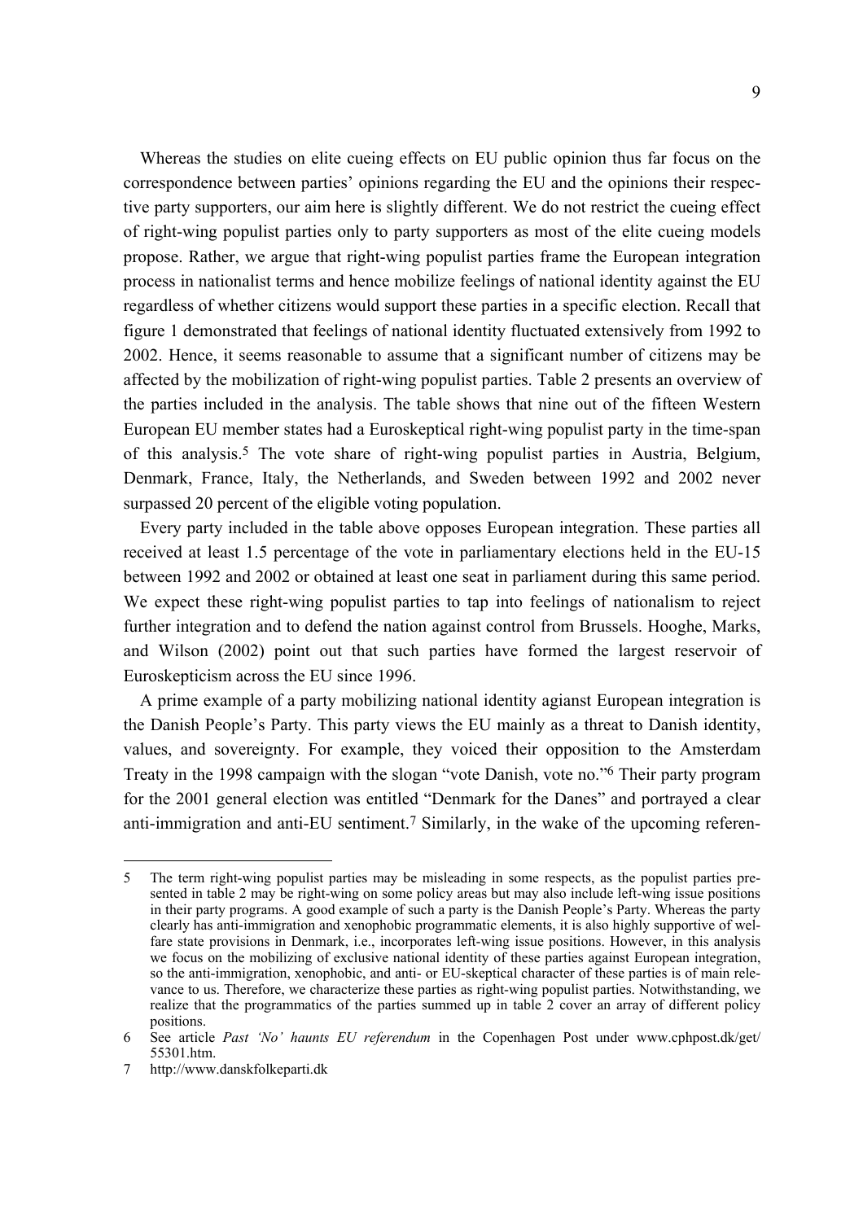Whereas the studies on elite cueing effects on EU public opinion thus far focus on the correspondence between parties' opinions regarding the EU and the opinions their respective party supporters, our aim here is slightly different. We do not restrict the cueing effect of right-wing populist parties only to party supporters as most of the elite cueing models propose. Rather, we argue that right-wing populist parties frame the European integration process in nationalist terms and hence mobilize feelings of national identity against the EU regardless of whether citizens would support these parties in a specific election. Recall that figure 1 demonstrated that feelings of national identity fluctuated extensively from 1992 to 2002. Hence, it seems reasonable to assume that a significant number of citizens may be affected by the mobilization of right-wing populist parties. Table 2 presents an overview of the parties included in the analysis. The table shows that nine out of the fifteen Western European EU member states had a Euroskeptical right-wing populist party in the time-span of this analysis.[5] The vote share of right-wing populist parties in Austria, Belgium, Denmark, France, Italy, the Netherlands, and Sweden between 1992 and 2002 never surpassed 20 percent of the eligible voting population.

Every party included in the table above opposes European integration. These parties all received at least 1.5 percentage of the vote in parliamentary elections held in the EU-15 between 1992 and 2002 or obtained at least one seat in parliament during this same period. We expect these right-wing populist parties to tap into feelings of nationalism to reject further integration and to defend the nation against control from Brussels. Hooghe, Marks, and Wilson (2002) point out that such parties have formed the largest reservoir of Euroskepticism across the EU since 1996.

A prime example of a party mobilizing national identity agianst European integration is the Danish People's Party. This party views the EU mainly as a threat to Danish identity, values, and sovereignty. For example, they voiced their opposition to the Amsterdam Treaty in the 1998 campaign with the slogan "vote Danish, vote no."[6] Their party program for the 2001 general election was entitled "Denmark for the Danes" and portrayed a clear anti-immigration and anti-EU sentiment.[7] Similarly, in the wake of the upcoming referen-

---

5 The term right-wing populist parties may be misleading in some respects, as the populist parties presented in table 2 may be right-wing on some policy areas but may also include left-wing issue positions in their party programs. A good example of such a party is the Danish People's Party. Whereas the party clearly has anti-immigration and xenophobic programmatic elements, it is also highly supportive of welfare state provisions in Denmark, i.e., incorporates left-wing issue positions. However, in this analysis we focus on the mobilizing of exclusive national identity of these parties against European integration, so the anti-immigration, xenophobic, and anti- or EU-skeptical character of these parties is of main relevance to us. Therefore, we characterize these parties as right-wing populist parties. Notwithstanding, we realize that the programmatics of the parties summed up in table 2 cover an array of different policy positions.

6 See article *Past 'No' haunts EU referendum* in the Copenhagen Post under www.cphpost.dk/get/55301.htm.

7 http://www.danskfolkeparti.dk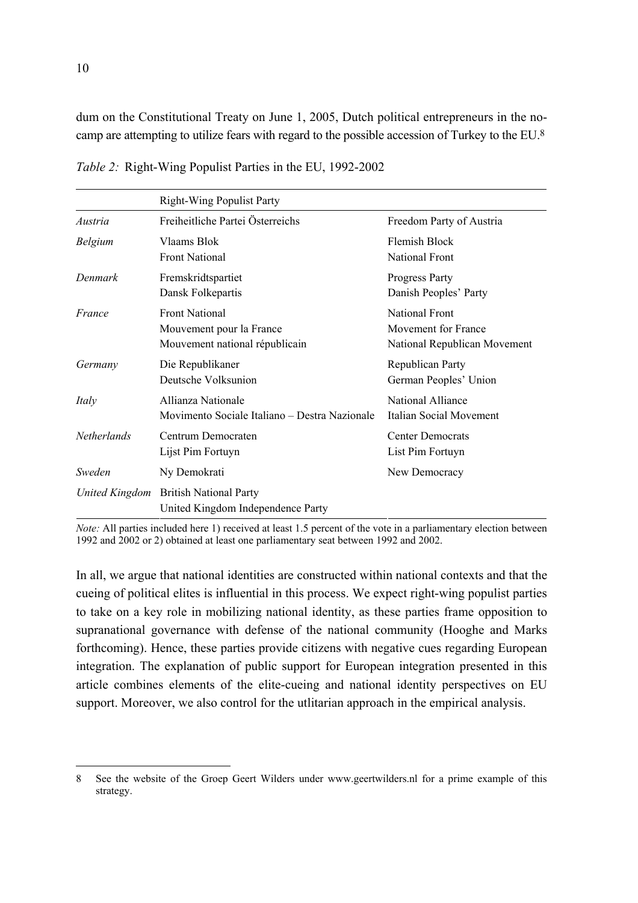dum on the Constitutional Treaty on June 1, 2005, Dutch political entrepreneurs in the no-camp are attempting to utilize fears with regard to the possible accession of Turkey to the EU.[8]

*Table 2:* Right-Wing Populist Parties in the EU, 1992-2002

| | Right-Wing Populist Party | |
|---|---|---|
| *Austria* | Freiheitliche Partei Österreichs | Freedom Party of Austria |
| *Belgium* | Vlaams Blok | Flemish Block |
| | Front National | National Front |
| *Denmark* | Fremskridtspartiet | Progress Party |
| | Dansk Folkepartis | Danish Peoples' Party |
| *France* | Front National | National Front |
| | Mouvement pour la France | Movement for France |
| | Mouvement national républicain | National Republican Movement |
| *Germany* | Die Republikaner | Republican Party |
| | Deutsche Volksunion | German Peoples' Union |
| *Italy* | Allianza Nationale | National Alliance |
| | Movimento Sociale Italiano – Destra Nazionale | Italian Social Movement |
| *Netherlands* | Centrum Democraten | Center Democrats |
| | Lijst Pim Fortuyn | List Pim Fortuyn |
| *Sweden* | Ny Demokrati | New Democracy |
| *United Kingdom* | British National Party | |
| | United Kingdom Independence Party | |

*Note:* All parties included here 1) received at least 1.5 percent of the vote in a parliamentary election between 1992 and 2002 or 2) obtained at least one parliamentary seat between 1992 and 2002.

In all, we argue that national identities are constructed within national contexts and that the cueing of political elites is influential in this process. We expect right-wing populist parties to take on a key role in mobilizing national identity, as these parties frame opposition to supranational governance with defense of the national community (Hooghe and Marks forthcoming). Hence, these parties provide citizens with negative cues regarding European integration. The explanation of public support for European integration presented in this article combines elements of the elite-cueing and national identity perspectives on EU support. Moreover, we also control for the utlitarian approach in the empirical analysis.

8 See the website of the Groep Geert Wilders under www.geertwilders.nl for a prime example of this strategy.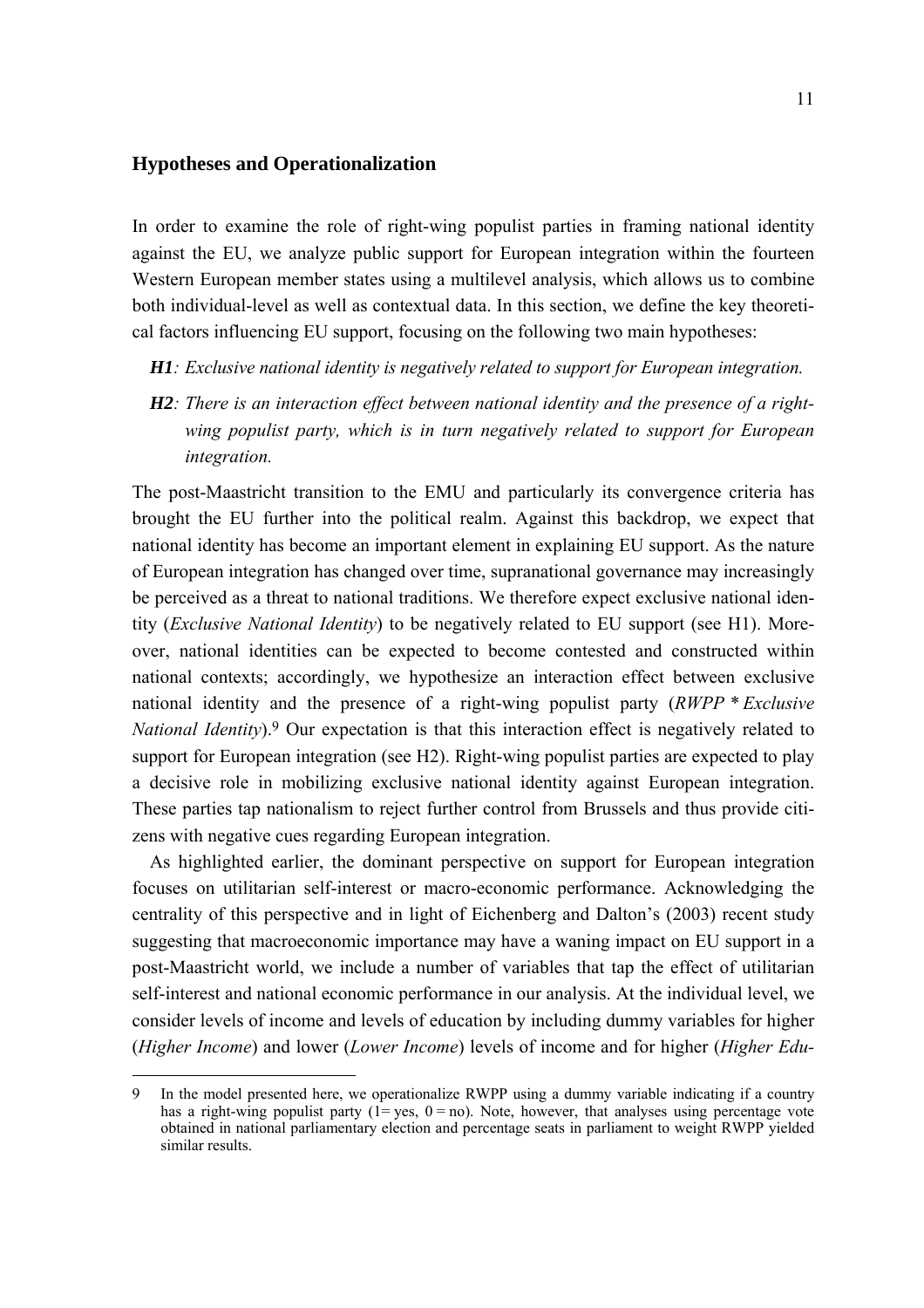## Hypotheses and Operationalization

In order to examine the role of right-wing populist parties in framing national identity against the EU, we analyze public support for European integration within the fourteen Western European member states using a multilevel analysis, which allows us to combine both individual-level as well as contextual data. In this section, we define the key theoretical factors influencing EU support, focusing on the following two main hypotheses:

- ***H1**: Exclusive national identity is negatively related to support for European integration.*
- ***H2**: There is an interaction effect between national identity and the presence of a right-wing populist party, which is in turn negatively related to support for European integration.*

The post-Maastricht transition to the EMU and particularly its convergence criteria has brought the EU further into the political realm. Against this backdrop, we expect that national identity has become an important element in explaining EU support. As the nature of European integration has changed over time, supranational governance may increasingly be perceived as a threat to national traditions. We therefore expect exclusive national identity (*Exclusive National Identity*) to be negatively related to EU support (see H1). Moreover, national identities can be expected to become contested and constructed within national contexts; accordingly, we hypothesize an interaction effect between exclusive national identity and the presence of a right-wing populist party (*RWPP* * *Exclusive National Identity*).[9] Our expectation is that this interaction effect is negatively related to support for European integration (see H2). Right-wing populist parties are expected to play a decisive role in mobilizing exclusive national identity against European integration. These parties tap nationalism to reject further control from Brussels and thus provide citizens with negative cues regarding European integration.

As highlighted earlier, the dominant perspective on support for European integration focuses on utilitarian self-interest or macro-economic performance. Acknowledging the centrality of this perspective and in light of Eichenberg and Dalton's (2003) recent study suggesting that macroeconomic importance may have a waning impact on EU support in a post-Maastricht world, we include a number of variables that tap the effect of utilitarian self-interest and national economic performance in our analysis. At the individual level, we consider levels of income and levels of education by including dummy variables for higher (*Higher Income*) and lower (*Lower Income*) levels of income and for higher (*Higher Edu-*

---

9 In the model presented here, we operationalize RWPP using a dummy variable indicating if a country has a right-wing populist party (1= yes, 0 = no). Note, however, that analyses using percentage vote obtained in national parliamentary election and percentage seats in parliament to weight RWPP yielded similar results.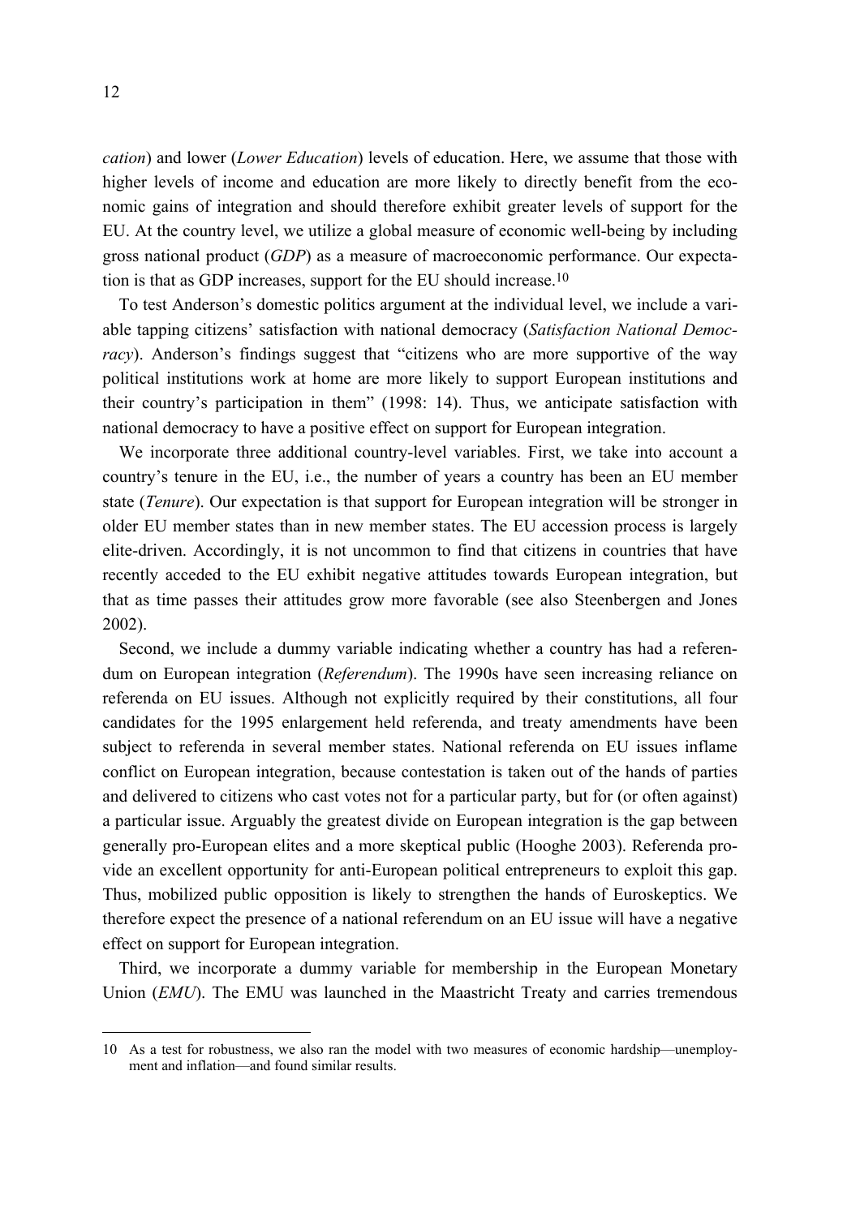*cation*) and lower (*Lower Education*) levels of education. Here, we assume that those with higher levels of income and education are more likely to directly benefit from the economic gains of integration and should therefore exhibit greater levels of support for the EU. At the country level, we utilize a global measure of economic well-being by including gross national product (*GDP*) as a measure of macroeconomic performance. Our expectation is that as GDP increases, support for the EU should increase.[10]

To test Anderson's domestic politics argument at the individual level, we include a variable tapping citizens' satisfaction with national democracy (*Satisfaction National Democracy*). Anderson's findings suggest that "citizens who are more supportive of the way political institutions work at home are more likely to support European institutions and their country's participation in them" (1998: 14). Thus, we anticipate satisfaction with national democracy to have a positive effect on support for European integration.

We incorporate three additional country-level variables. First, we take into account a country's tenure in the EU, i.e., the number of years a country has been an EU member state (*Tenure*). Our expectation is that support for European integration will be stronger in older EU member states than in new member states. The EU accession process is largely elite-driven. Accordingly, it is not uncommon to find that citizens in countries that have recently acceded to the EU exhibit negative attitudes towards European integration, but that as time passes their attitudes grow more favorable (see also Steenbergen and Jones 2002).

Second, we include a dummy variable indicating whether a country has had a referendum on European integration (*Referendum*). The 1990s have seen increasing reliance on referenda on EU issues. Although not explicitly required by their constitutions, all four candidates for the 1995 enlargement held referenda, and treaty amendments have been subject to referenda in several member states. National referenda on EU issues inflame conflict on European integration, because contestation is taken out of the hands of parties and delivered to citizens who cast votes not for a particular party, but for (or often against) a particular issue. Arguably the greatest divide on European integration is the gap between generally pro-European elites and a more skeptical public (Hooghe 2003). Referenda provide an excellent opportunity for anti-European political entrepreneurs to exploit this gap. Thus, mobilized public opposition is likely to strengthen the hands of Euroskeptics. We therefore expect the presence of a national referendum on an EU issue will have a negative effect on support for European integration.

Third, we incorporate a dummy variable for membership in the European Monetary Union (*EMU*). The EMU was launched in the Maastricht Treaty and carries tremendous

10 As a test for robustness, we also ran the model with two measures of economic hardship—unemployment and inflation—and found similar results.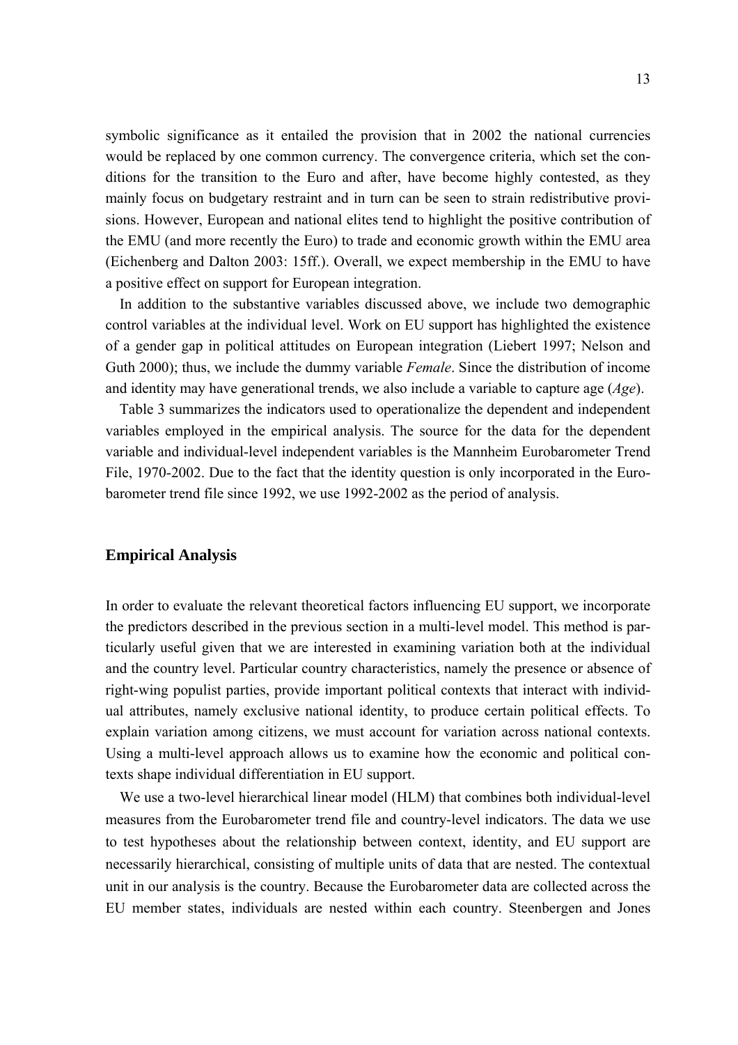symbolic significance as it entailed the provision that in 2002 the national currencies would be replaced by one common currency. The convergence criteria, which set the conditions for the transition to the Euro and after, have become highly contested, as they mainly focus on budgetary restraint and in turn can be seen to strain redistributive provisions. However, European and national elites tend to highlight the positive contribution of the EMU (and more recently the Euro) to trade and economic growth within the EMU area (Eichenberg and Dalton 2003: 15ff.). Overall, we expect membership in the EMU to have a positive effect on support for European integration.

In addition to the substantive variables discussed above, we include two demographic control variables at the individual level. Work on EU support has highlighted the existence of a gender gap in political attitudes on European integration (Liebert 1997; Nelson and Guth 2000); thus, we include the dummy variable *Female*. Since the distribution of income and identity may have generational trends, we also include a variable to capture age (*Age*).

Table 3 summarizes the indicators used to operationalize the dependent and independent variables employed in the empirical analysis. The source for the data for the dependent variable and individual-level independent variables is the Mannheim Eurobarometer Trend File, 1970-2002. Due to the fact that the identity question is only incorporated in the Eurobarometer trend file since 1992, we use 1992-2002 as the period of analysis.

## Empirical Analysis

In order to evaluate the relevant theoretical factors influencing EU support, we incorporate the predictors described in the previous section in a multi-level model. This method is particularly useful given that we are interested in examining variation both at the individual and the country level. Particular country characteristics, namely the presence or absence of right-wing populist parties, provide important political contexts that interact with individual attributes, namely exclusive national identity, to produce certain political effects. To explain variation among citizens, we must account for variation across national contexts. Using a multi-level approach allows us to examine how the economic and political contexts shape individual differentiation in EU support.

We use a two-level hierarchical linear model (HLM) that combines both individual-level measures from the Eurobarometer trend file and country-level indicators. The data we use to test hypotheses about the relationship between context, identity, and EU support are necessarily hierarchical, consisting of multiple units of data that are nested. The contextual unit in our analysis is the country. Because the Eurobarometer data are collected across the EU member states, individuals are nested within each country. Steenbergen and Jones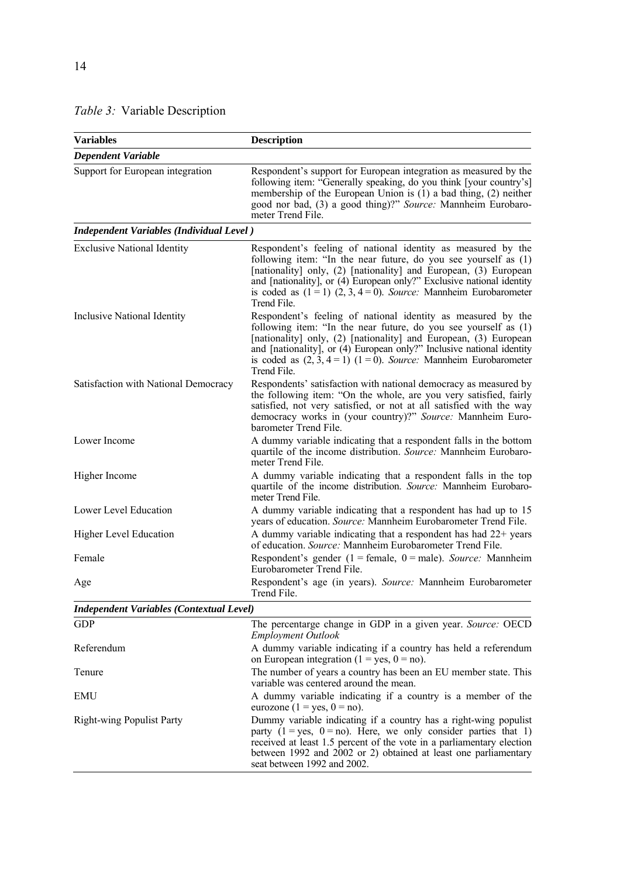*Table 3:* Variable Description

| Variables | Description |
|---|---|
| ***Dependent Variable*** | |
| Support for European integration | Respondent's support for European integration as measured by the following item: "Generally speaking, do you think [your country's] membership of the European Union is (1) a bad thing, (2) neither good nor bad, (3) a good thing)?" *Source:* Mannheim Eurobarometer Trend File. |
| ***Independent Variables (Individual Level )*** | |
| Exclusive National Identity | Respondent's feeling of national identity as measured by the following item: "In the near future, do you see yourself as (1) [nationality] only, (2) [nationality] and European, (3) European and [nationality], or (4) European only?" Exclusive national identity is coded as (1 = 1) (2, 3, 4 = 0). *Source:* Mannheim Eurobarometer Trend File. |
| Inclusive National Identity | Respondent's feeling of national identity as measured by the following item: "In the near future, do you see yourself as (1) [nationality] only, (2) [nationality] and European, (3) European and [nationality], or (4) European only?" Inclusive national identity is coded as (2, 3, 4 = 1) (1 = 0). *Source:* Mannheim Eurobarometer Trend File. |
| Satisfaction with National Democracy | Respondents' satisfaction with national democracy as measured by the following item: "On the whole, are you very satisfied, fairly satisfied, not very satisfied, or not at all satisfied with the way democracy works in (your country)?" *Source:* Mannheim Eurobarometer Trend File. |
| Lower Income | A dummy variable indicating that a respondent falls in the bottom quartile of the income distribution. *Source:* Mannheim Eurobarometer Trend File. |
| Higher Income | A dummy variable indicating that a respondent falls in the top quartile of the income distribution. *Source:* Mannheim Eurobarometer Trend File. |
| Lower Level Education | A dummy variable indicating that a respondent has had up to 15 years of education. *Source:* Mannheim Eurobarometer Trend File. |
| Higher Level Education | A dummy variable indicating that a respondent has had 22+ years of education. *Source:* Mannheim Eurobarometer Trend File. |
| Female | Respondent's gender (1 = female, 0 = male). *Source:* Mannheim Eurobarometer Trend File. |
| Age | Respondent's age (in years). *Source:* Mannheim Eurobarometer Trend File. |
| ***Independent Variables (Contextual Level)*** | |
| GDP | The percentarge change in GDP in a given year. *Source:* OECD *Employment Outlook* |
| Referendum | A dummy variable indicating if a country has held a referendum on European integration (1 = yes, 0 = no). |
| Tenure | The number of years a country has been an EU member state. This variable was centered around the mean. |
| EMU | A dummy variable indicating if a country is a member of the eurozone (1 = yes, 0 = no). |
| Right-wing Populist Party | Dummy variable indicating if a country has a right-wing populist party (1 = yes, 0 = no). Here, we only consider parties that 1) received at least 1.5 percent of the vote in a parliamentary election between 1992 and 2002 or 2) obtained at least one parliamentary seat between 1992 and 2002. |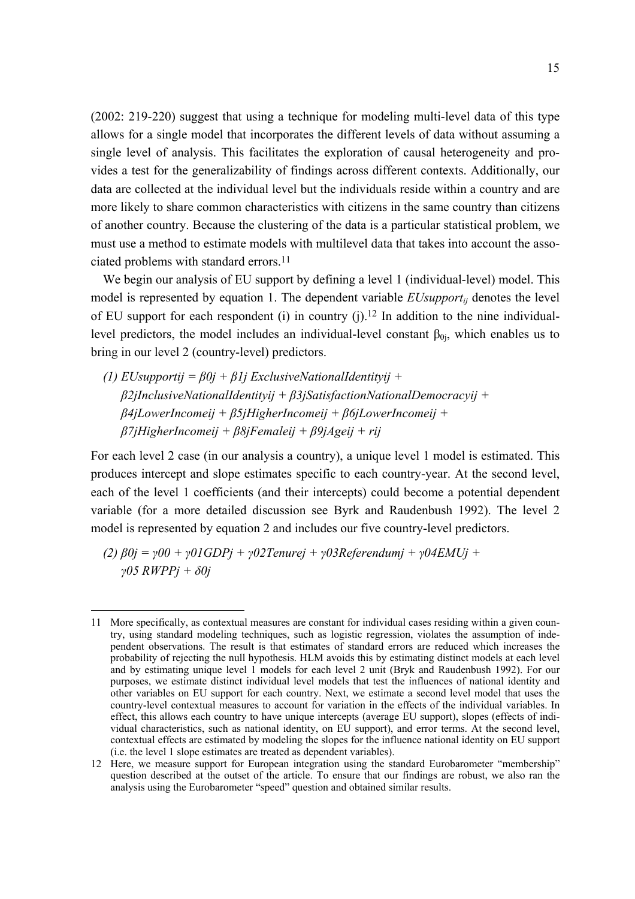(2002: 219-220) suggest that using a technique for modeling multi-level data of this type allows for a single model that incorporates the different levels of data without assuming a single level of analysis. This facilitates the exploration of causal heterogeneity and provides a test for the generalizability of findings across different contexts. Additionally, our data are collected at the individual level but the individuals reside within a country and are more likely to share common characteristics with citizens in the same country than citizens of another country. Because the clustering of the data is a particular statistical problem, we must use a method to estimate models with multilevel data that takes into account the associated problems with standard errors.[11]

We begin our analysis of EU support by defining a level 1 (individual-level) model. This model is represented by equation 1. The dependent variable $EUsupport_{ij}$ denotes the level of EU support for each respondent (i) in country (j).[12] In addition to the nine individual-level predictors, the model includes an individual-level constant $\beta_{0j}$, which enables us to bring in our level 2 (country-level) predictors.

*(1) EUsupportij = β0j + β1j ExclusiveNationalIdentityij + β2jInclusiveNationalIdentityij + β3jSatisfactionNationalDemocracyij + β4jLowerIncomeij + β5jHigherIncomeij + β6jLowerIncomeij + β7jHigherIncomeij + β8jFemaleij + β9jAgeij + rij*

For each level 2 case (in our analysis a country), a unique level 1 model is estimated. This produces intercept and slope estimates specific to each country-year. At the second level, each of the level 1 coefficients (and their intercepts) could become a potential dependent variable (for a more detailed discussion see Byrk and Raudenbush 1992). The level 2 model is represented by equation 2 and includes our five country-level predictors.

*(2) β0j = γ00 + γ01GDPj + γ02Tenurej + γ03Referendumj + γ04EMUj + γ05 RWPPj + δ0j*

---

11 More specifically, as contextual measures are constant for individual cases residing within a given country, using standard modeling techniques, such as logistic regression, violates the assumption of independent observations. The result is that estimates of standard errors are reduced which increases the probability of rejecting the null hypothesis. HLM avoids this by estimating distinct models at each level and by estimating unique level 1 models for each level 2 unit (Bryk and Raudenbush 1992). For our purposes, we estimate distinct individual level models that test the influences of national identity and other variables on EU support for each country. Next, we estimate a second level model that uses the country-level contextual measures to account for variation in the effects of the individual variables. In effect, this allows each country to have unique intercepts (average EU support), slopes (effects of individual characteristics, such as national identity, on EU support), and error terms. At the second level, contextual effects are estimated by modeling the slopes for the influence national identity on EU support (i.e. the level 1 slope estimates are treated as dependent variables).

12 Here, we measure support for European integration using the standard Eurobarometer "membership" question described at the outset of the article. To ensure that our findings are robust, we also ran the analysis using the Eurobarometer "speed" question and obtained similar results.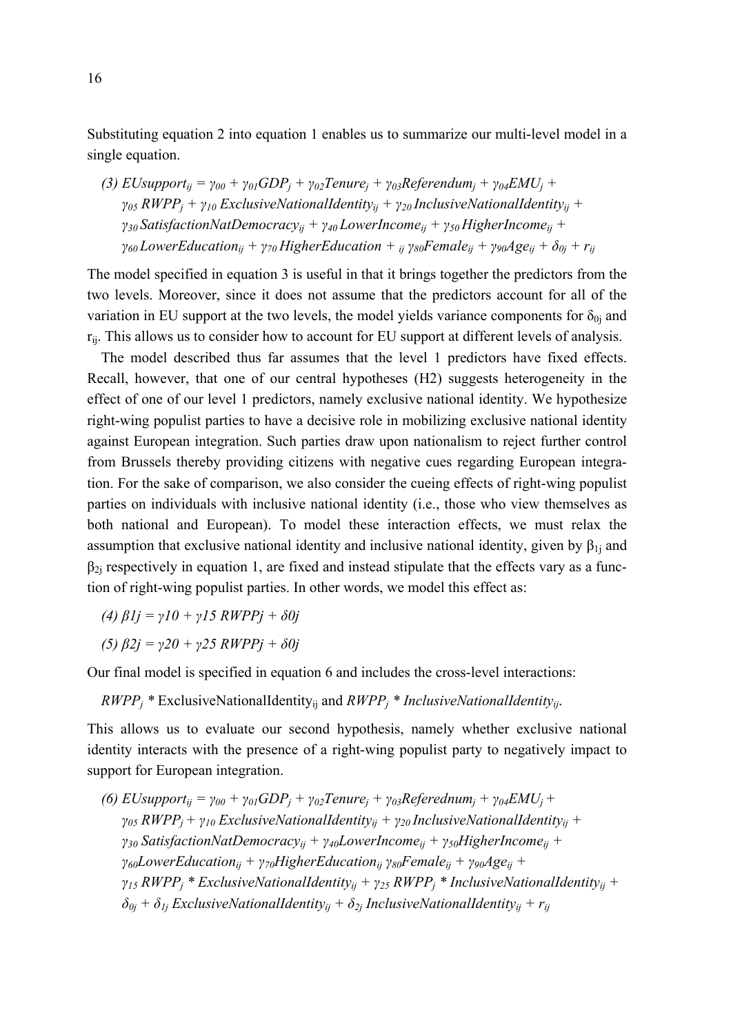Substituting equation 2 into equation 1 enables us to summarize our multi-level model in a single equation.

$$(3)\ EUsupport_{ij} = \gamma_{00} + \gamma_{01}GDP_j + \gamma_{02}Tenure_j + \gamma_{03}Referendum_j + \gamma_{04}EMU_j + \gamma_{05}\,RWPP_j + \gamma_{10}\,ExclusiveNationalIdentity_{ij} + \gamma_{20}\,InclusiveNationalIdentity_{ij} + \gamma_{30}\,SatisfactionNatDemocracy_{ij} + \gamma_{40}\,LowerIncome_{ij} + \gamma_{50}\,HigherIncome_{ij} + \gamma_{60}\,LowerEducation_{ij} + \gamma_{70}\,HigherEducation + {}_{ij}\,\gamma_{80}Female_{ij} + \gamma_{90}Age_{ij} + \delta_{0j} + r_{ij}$$

The model specified in equation 3 is useful in that it brings together the predictors from the two levels. Moreover, since it does not assume that the predictors account for all of the variation in EU support at the two levels, the model yields variance components for $\delta_{0j}$ and $r_{ij}$. This allows us to consider how to account for EU support at different levels of analysis.

The model described thus far assumes that the level 1 predictors have fixed effects. Recall, however, that one of our central hypotheses (H2) suggests heterogeneity in the effect of one of our level 1 predictors, namely exclusive national identity. We hypothesize right-wing populist parties to have a decisive role in mobilizing exclusive national identity against European integration. Such parties draw upon nationalism to reject further control from Brussels thereby providing citizens with negative cues regarding European integration. For the sake of comparison, we also consider the cueing effects of right-wing populist parties on individuals with inclusive national identity (i.e., those who view themselves as both national and European). To model these interaction effects, we must relax the assumption that exclusive national identity and inclusive national identity, given by $\beta_{1j}$ and $\beta_{2j}$ respectively in equation 1, are fixed and instead stipulate that the effects vary as a function of right-wing populist parties. In other words, we model this effect as:

$$(4)\ \beta1j = \gamma10 + \gamma15\ RWPPj + \delta0j$$

$$(5)\ \beta2j = \gamma20 + \gamma25\ RWPPj + \delta0j$$

Our final model is specified in equation 6 and includes the cross-level interactions:

$RWPP_j$ * ExclusiveNationalIdentity$_{ij}$ and $RWPP_j$ * $InclusiveNationalIdentity_{ij}$.

This allows us to evaluate our second hypothesis, namely whether exclusive national identity interacts with the presence of a right-wing populist party to negatively impact to support for European integration.

$$(6)\ EUsupport_{ij} = \gamma_{00} + \gamma_{01}GDP_j + \gamma_{02}Tenure_j + \gamma_{03}Referednum_j + \gamma_{04}EMU_j + \gamma_{05}\,RWPP_j + \gamma_{10}\,ExclusiveNationalIdentity_{ij} + \gamma_{20}\,InclusiveNationalIdentity_{ij} + \gamma_{30}\,SatisfactionNatDemocracy_{ij} + \gamma_{40}LowerIncome_{ij} + \gamma_{50}HigherIncome_{ij} + \gamma_{60}LowerEducation_{ij} + \gamma_{70}HigherEducation_{ij}\,\gamma_{80}Female_{ij} + \gamma_{90}Age_{ij} + \gamma_{15}\,RWPP_j * ExclusiveNationalIdentity_{ij} + \gamma_{25}\,RWPP_j * InclusiveNationalIdentity_{ij} + \delta_{0j} + \delta_{1j}\,ExclusiveNationalIdentity_{ij} + \delta_{2j}\,InclusiveNationalIdentity_{ij} + r_{ij}$$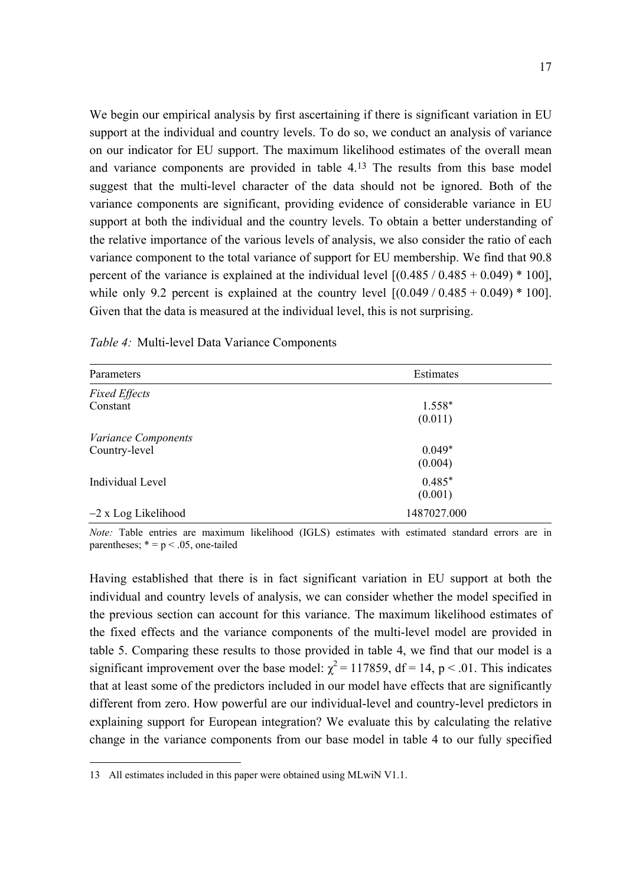We begin our empirical analysis by first ascertaining if there is significant variation in EU support at the individual and country levels. To do so, we conduct an analysis of variance on our indicator for EU support. The maximum likelihood estimates of the overall mean and variance components are provided in table 4.[13] The results from this base model suggest that the multi-level character of the data should not be ignored. Both of the variance components are significant, providing evidence of considerable variance in EU support at both the individual and the country levels. To obtain a better understanding of the relative importance of the various levels of analysis, we also consider the ratio of each variance component to the total variance of support for EU membership. We find that 90.8 percent of the variance is explained at the individual level [(0.485 / 0.485 + 0.049) * 100], while only 9.2 percent is explained at the country level [(0.049 / 0.485 + 0.049) * 100]. Given that the data is measured at the individual level, this is not surprising.

*Table 4:* Multi-level Data Variance Components

| Parameters | Estimates |
|---|---|
| *Fixed Effects* | |
| Constant | 1.558* |
| | (0.011) |
| *Variance Components* | |
| Country-level | 0.049* |
| | (0.004) |
| Individual Level | 0.485* |
| | (0.001) |
| −2 x Log Likelihood | 1487027.000 |

*Note:* Table entries are maximum likelihood (IGLS) estimates with estimated standard errors are in parentheses; * = $p < .05$, one-tailed

Having established that there is in fact significant variation in EU support at both the individual and country levels of analysis, we can consider whether the model specified in the previous section can account for this variance. The maximum likelihood estimates of the fixed effects and the variance components of the multi-level model are provided in table 5. Comparing these results to those provided in table 4, we find that our model is a significant improvement over the base model: $\chi^2 = 117859$, df = 14, $p < .01$. This indicates that at least some of the predictors included in our model have effects that are significantly different from zero. How powerful are our individual-level and country-level predictors in explaining support for European integration? We evaluate this by calculating the relative change in the variance components from our base model in table 4 to our fully specified

13 All estimates included in this paper were obtained using MLwiN V1.1.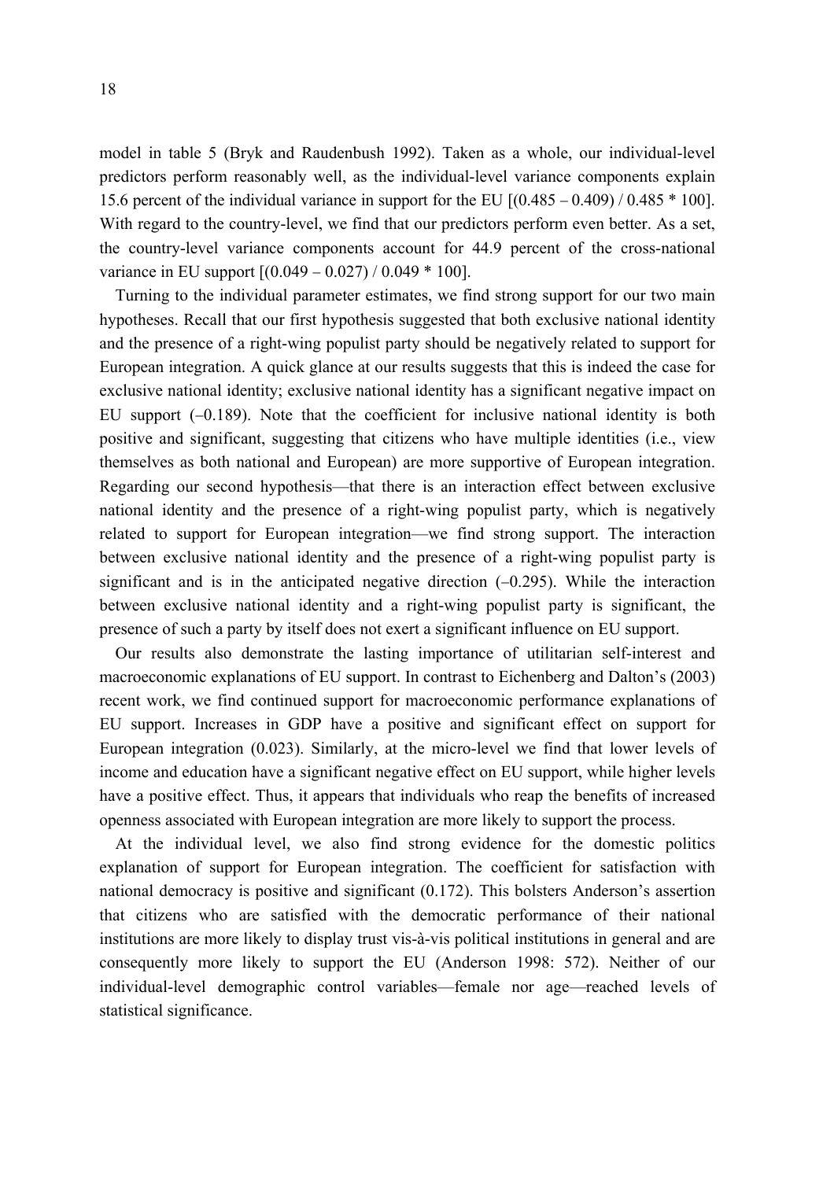model in table 5 (Bryk and Raudenbush 1992). Taken as a whole, our individual-level predictors perform reasonably well, as the individual-level variance components explain 15.6 percent of the individual variance in support for the EU [(0.485 – 0.409) / 0.485 * 100]. With regard to the country-level, we find that our predictors perform even better. As a set, the country-level variance components account for 44.9 percent of the cross-national variance in EU support [(0.049 – 0.027) / 0.049 * 100].

Turning to the individual parameter estimates, we find strong support for our two main hypotheses. Recall that our first hypothesis suggested that both exclusive national identity and the presence of a right-wing populist party should be negatively related to support for European integration. A quick glance at our results suggests that this is indeed the case for exclusive national identity; exclusive national identity has a significant negative impact on EU support (–0.189). Note that the coefficient for inclusive national identity is both positive and significant, suggesting that citizens who have multiple identities (i.e., view themselves as both national and European) are more supportive of European integration. Regarding our second hypothesis—that there is an interaction effect between exclusive national identity and the presence of a right-wing populist party, which is negatively related to support for European integration—we find strong support. The interaction between exclusive national identity and the presence of a right-wing populist party is significant and is in the anticipated negative direction (–0.295). While the interaction between exclusive national identity and a right-wing populist party is significant, the presence of such a party by itself does not exert a significant influence on EU support.

Our results also demonstrate the lasting importance of utilitarian self-interest and macroeconomic explanations of EU support. In contrast to Eichenberg and Dalton's (2003) recent work, we find continued support for macroeconomic performance explanations of EU support. Increases in GDP have a positive and significant effect on support for European integration (0.023). Similarly, at the micro-level we find that lower levels of income and education have a significant negative effect on EU support, while higher levels have a positive effect. Thus, it appears that individuals who reap the benefits of increased openness associated with European integration are more likely to support the process.

At the individual level, we also find strong evidence for the domestic politics explanation of support for European integration. The coefficient for satisfaction with national democracy is positive and significant (0.172). This bolsters Anderson's assertion that citizens who are satisfied with the democratic performance of their national institutions are more likely to display trust vis-à-vis political institutions in general and are consequently more likely to support the EU (Anderson 1998: 572). Neither of our individual-level demographic control variables—female nor age—reached levels of statistical significance.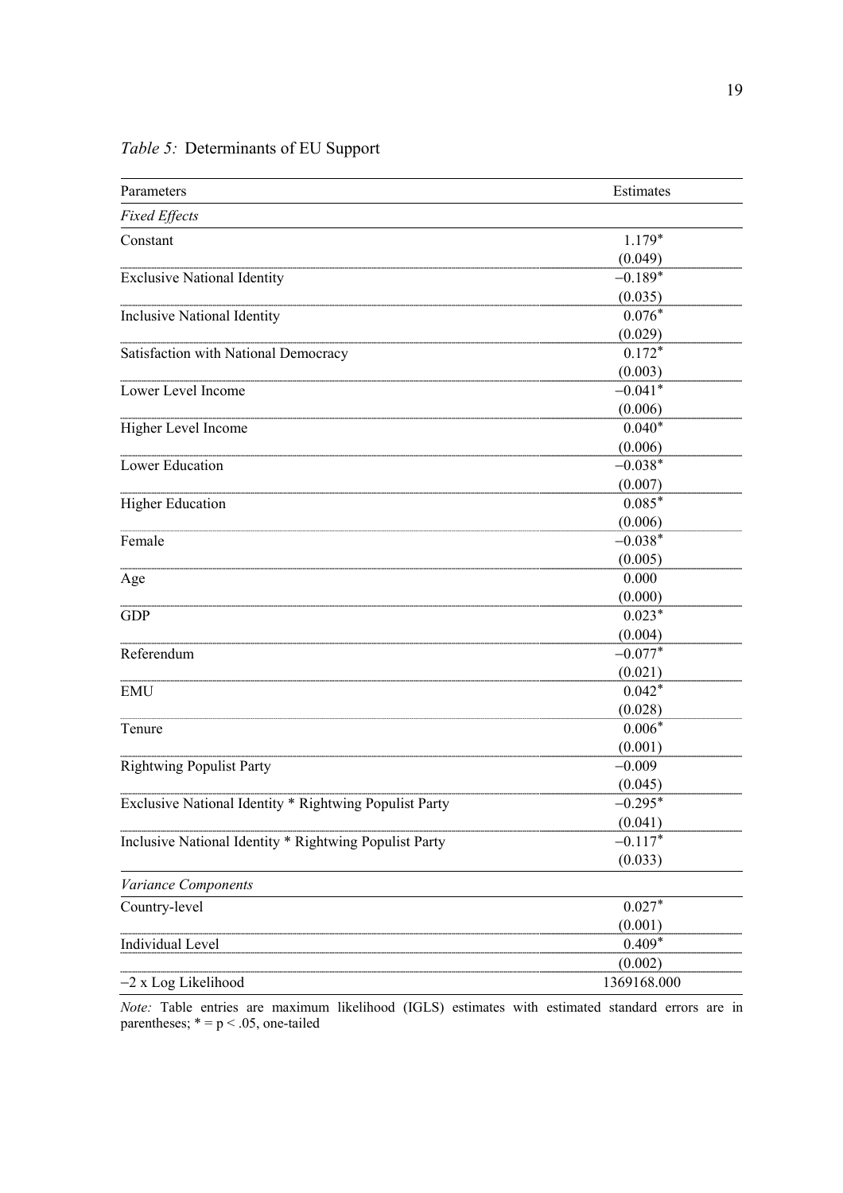*Table 5:* Determinants of EU Support

| Parameters | Estimates |
|---|---|
| *Fixed Effects* | |
| Constant | 1.179* <br> (0.049) |
| Exclusive National Identity | −0.189* <br> (0.035) |
| Inclusive National Identity | 0.076* <br> (0.029) |
| Satisfaction with National Democracy | 0.172* <br> (0.003) |
| Lower Level Income | −0.041* <br> (0.006) |
| Higher Level Income | 0.040* <br> (0.006) |
| Lower Education | −0.038* <br> (0.007) |
| Higher Education | 0.085* <br> (0.006) |
| Female | −0.038* <br> (0.005) |
| Age | 0.000 <br> (0.000) |
| GDP | 0.023* <br> (0.004) |
| Referendum | −0.077* <br> (0.021) |
| EMU | 0.042* <br> (0.028) |
| Tenure | 0.006* <br> (0.001) |
| Rightwing Populist Party | −0.009 <br> (0.045) |
| Exclusive National Identity * Rightwing Populist Party | −0.295* <br> (0.041) |
| Inclusive National Identity * Rightwing Populist Party | −0.117* <br> (0.033) |
| *Variance Components* | |
| Country-level | 0.027* <br> (0.001) |
| Individual Level | 0.409* <br> (0.002) |
| −2 x Log Likelihood | 1369168.000 |

*Note:* Table entries are maximum likelihood (IGLS) estimates with estimated standard errors are in parentheses; * = $p < .05$, one-tailed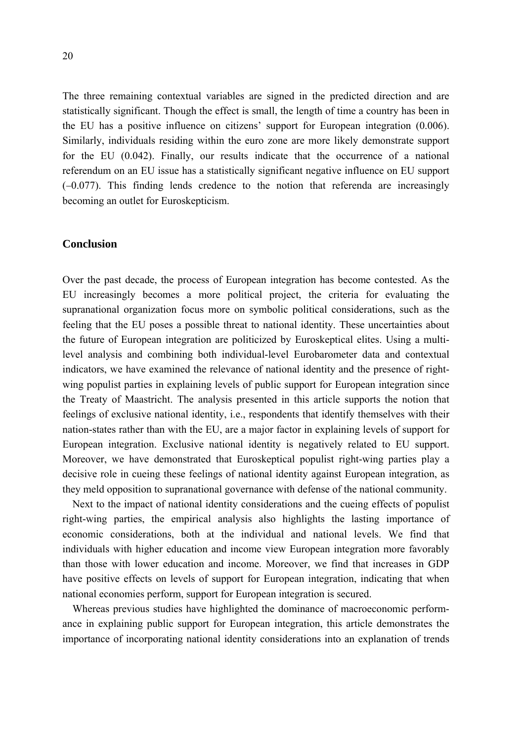The three remaining contextual variables are signed in the predicted direction and are statistically significant. Though the effect is small, the length of time a country has been in the EU has a positive influence on citizens' support for European integration (0.006). Similarly, individuals residing within the euro zone are more likely demonstrate support for the EU (0.042). Finally, our results indicate that the occurrence of a national referendum on an EU issue has a statistically significant negative influence on EU support (–0.077). This finding lends credence to the notion that referenda are increasingly becoming an outlet for Euroskepticism.

## Conclusion

Over the past decade, the process of European integration has become contested. As the EU increasingly becomes a more political project, the criteria for evaluating the supranational organization focus more on symbolic political considerations, such as the feeling that the EU poses a possible threat to national identity. These uncertainties about the future of European integration are politicized by Euroskeptical elites. Using a multi-level analysis and combining both individual-level Eurobarometer data and contextual indicators, we have examined the relevance of national identity and the presence of right-wing populist parties in explaining levels of public support for European integration since the Treaty of Maastricht. The analysis presented in this article supports the notion that feelings of exclusive national identity, i.e., respondents that identify themselves with their nation-states rather than with the EU, are a major factor in explaining levels of support for European integration. Exclusive national identity is negatively related to EU support. Moreover, we have demonstrated that Euroskeptical populist right-wing parties play a decisive role in cueing these feelings of national identity against European integration, as they meld opposition to supranational governance with defense of the national community.

Next to the impact of national identity considerations and the cueing effects of populist right-wing parties, the empirical analysis also highlights the lasting importance of economic considerations, both at the individual and national levels. We find that individuals with higher education and income view European integration more favorably than those with lower education and income. Moreover, we find that increases in GDP have positive effects on levels of support for European integration, indicating that when national economies perform, support for European integration is secured.

Whereas previous studies have highlighted the dominance of macroeconomic performance in explaining public support for European integration, this article demonstrates the importance of incorporating national identity considerations into an explanation of trends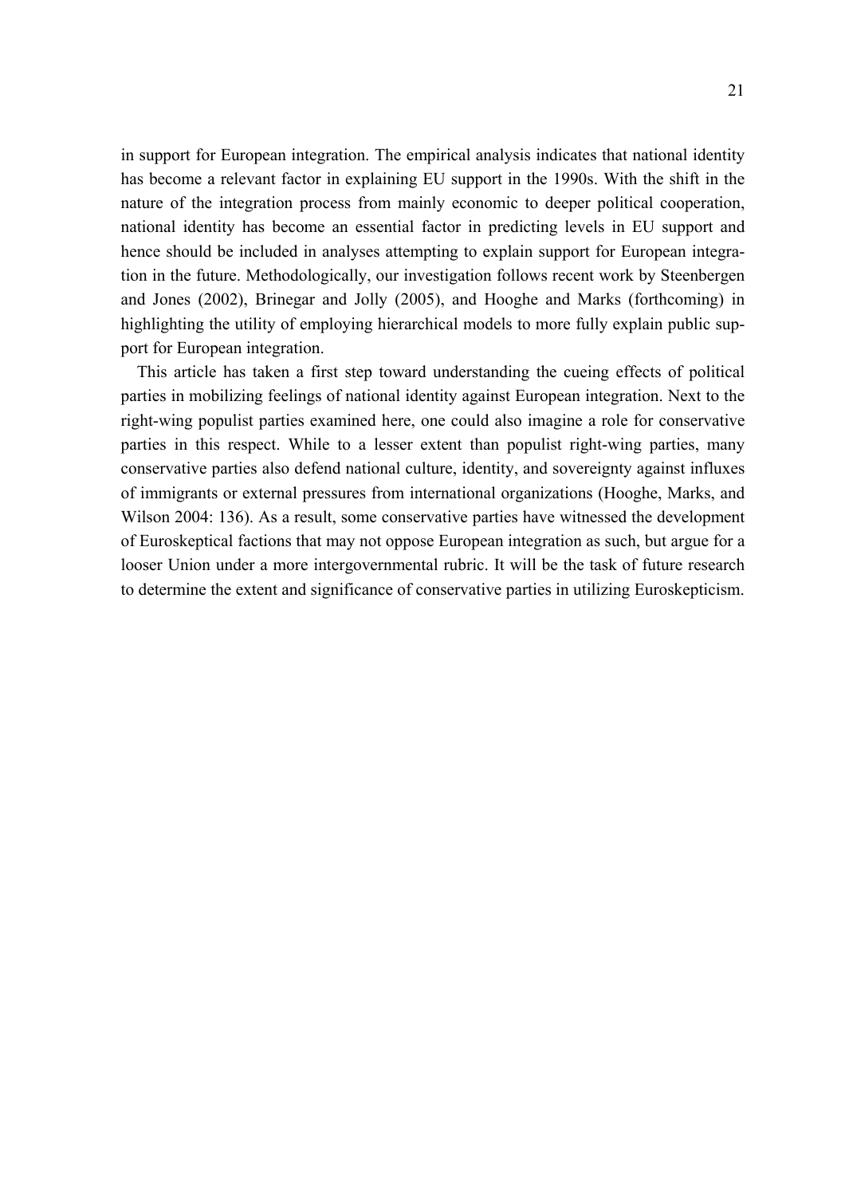in support for European integration. The empirical analysis indicates that national identity has become a relevant factor in explaining EU support in the 1990s. With the shift in the nature of the integration process from mainly economic to deeper political cooperation, national identity has become an essential factor in predicting levels in EU support and hence should be included in analyses attempting to explain support for European integration in the future. Methodologically, our investigation follows recent work by Steenbergen and Jones (2002), Brinegar and Jolly (2005), and Hooghe and Marks (forthcoming) in highlighting the utility of employing hierarchical models to more fully explain public support for European integration.

This article has taken a first step toward understanding the cueing effects of political parties in mobilizing feelings of national identity against European integration. Next to the right-wing populist parties examined here, one could also imagine a role for conservative parties in this respect. While to a lesser extent than populist right-wing parties, many conservative parties also defend national culture, identity, and sovereignty against influxes of immigrants or external pressures from international organizations (Hooghe, Marks, and Wilson 2004: 136). As a result, some conservative parties have witnessed the development of Euroskeptical factions that may not oppose European integration as such, but argue for a looser Union under a more intergovernmental rubric. It will be the task of future research to determine the extent and significance of conservative parties in utilizing Euroskepticism.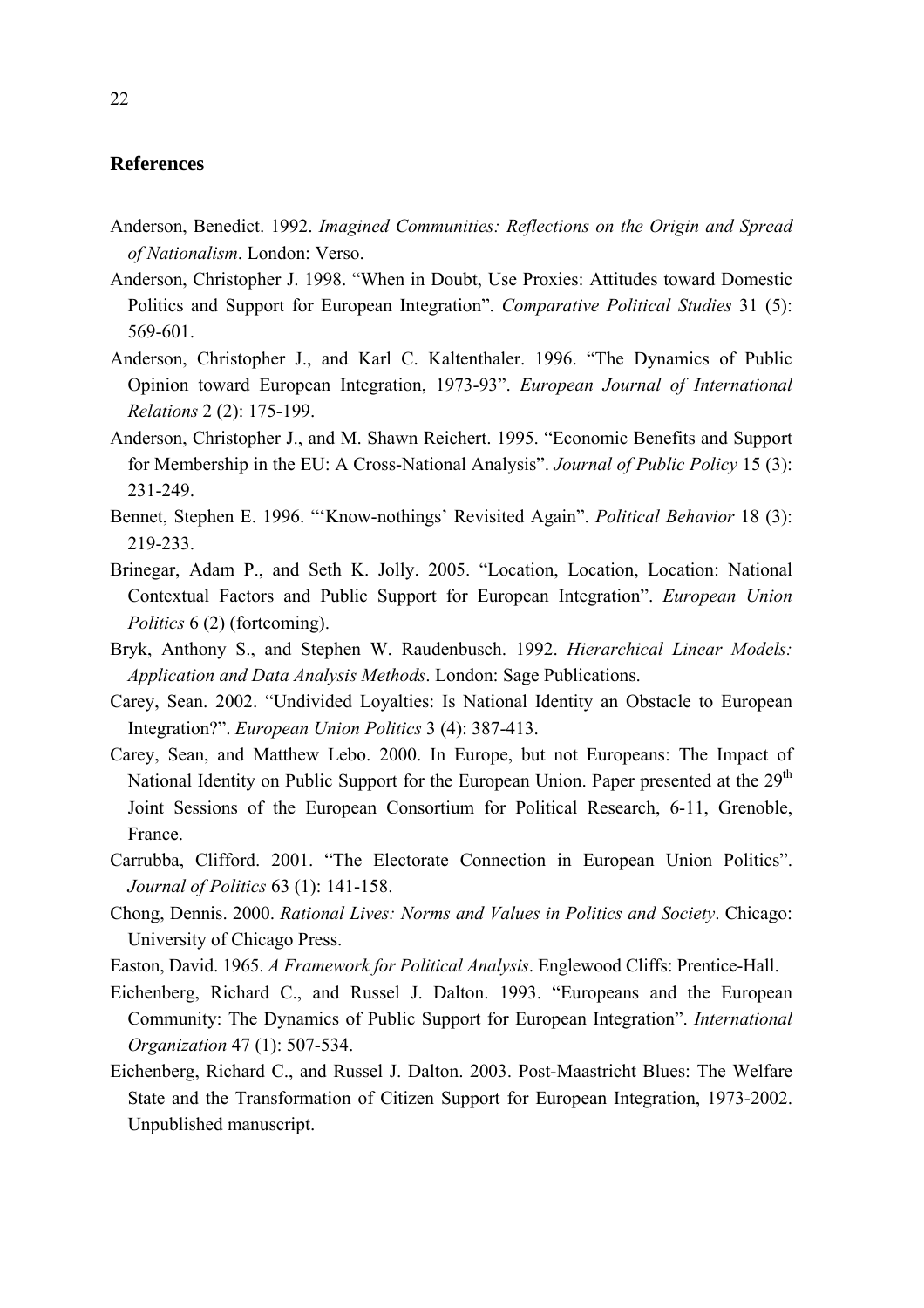## References

Anderson, Benedict. 1992. *Imagined Communities: Reflections on the Origin and Spread of Nationalism*. London: Verso.

Anderson, Christopher J. 1998. "When in Doubt, Use Proxies: Attitudes toward Domestic Politics and Support for European Integration". *Comparative Political Studies* 31 (5): 569-601.

Anderson, Christopher J., and Karl C. Kaltenthaler. 1996. "The Dynamics of Public Opinion toward European Integration, 1973-93". *European Journal of International Relations* 2 (2): 175-199.

Anderson, Christopher J., and M. Shawn Reichert. 1995. "Economic Benefits and Support for Membership in the EU: A Cross-National Analysis". *Journal of Public Policy* 15 (3): 231-249.

Bennet, Stephen E. 1996. "'Know-nothings' Revisited Again". *Political Behavior* 18 (3): 219-233.

Brinegar, Adam P., and Seth K. Jolly. 2005. "Location, Location, Location: National Contextual Factors and Public Support for European Integration". *European Union Politics* 6 (2) (forthcoming).

Bryk, Anthony S., and Stephen W. Raudenbusch. 1992. *Hierarchical Linear Models: Application and Data Analysis Methods*. London: Sage Publications.

Carey, Sean. 2002. "Undivided Loyalties: Is National Identity an Obstacle to European Integration?". *European Union Politics* 3 (4): 387-413.

Carey, Sean, and Matthew Lebo. 2000. In Europe, but not Europeans: The Impact of National Identity on Public Support for the European Union. Paper presented at the 29th Joint Sessions of the European Consortium for Political Research, 6-11, Grenoble, France.

Carrubba, Clifford. 2001. "The Electorate Connection in European Union Politics". *Journal of Politics* 63 (1): 141-158.

Chong, Dennis. 2000. *Rational Lives: Norms and Values in Politics and Society*. Chicago: University of Chicago Press.

Easton, David. 1965. *A Framework for Political Analysis*. Englewood Cliffs: Prentice-Hall.

Eichenberg, Richard C., and Russel J. Dalton. 1993. "Europeans and the European Community: The Dynamics of Public Support for European Integration". *International Organization* 47 (1): 507-534.

Eichenberg, Richard C., and Russel J. Dalton. 2003. Post-Maastricht Blues: The Welfare State and the Transformation of Citizen Support for European Integration, 1973-2002. Unpublished manuscript.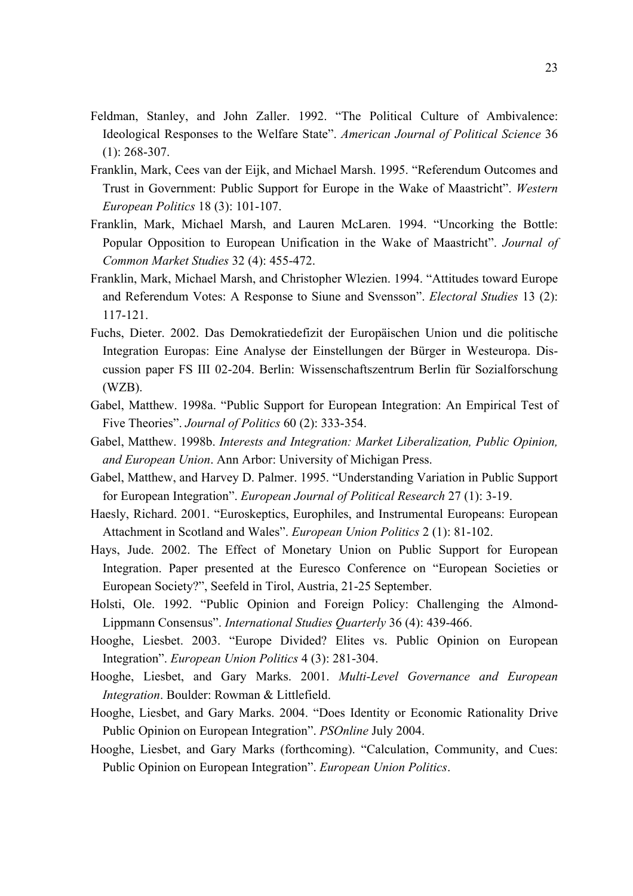Feldman, Stanley, and John Zaller. 1992. "The Political Culture of Ambivalence: Ideological Responses to the Welfare State". *American Journal of Political Science* 36 (1): 268-307.

Franklin, Mark, Cees van der Eijk, and Michael Marsh. 1995. "Referendum Outcomes and Trust in Government: Public Support for Europe in the Wake of Maastricht". *Western European Politics* 18 (3): 101-107.

Franklin, Mark, Michael Marsh, and Lauren McLaren. 1994. "Uncorking the Bottle: Popular Opposition to European Unification in the Wake of Maastricht". *Journal of Common Market Studies* 32 (4): 455-472.

Franklin, Mark, Michael Marsh, and Christopher Wlezien. 1994. "Attitudes toward Europe and Referendum Votes: A Response to Siune and Svensson". *Electoral Studies* 13 (2): 117-121.

Fuchs, Dieter. 2002. Das Demokratiedefizit der Europäischen Union und die politische Integration Europas: Eine Analyse der Einstellungen der Bürger in Westeuropa. Discussion paper FS III 02-204. Berlin: Wissenschaftszentrum Berlin für Sozialforschung (WZB).

Gabel, Matthew. 1998a. "Public Support for European Integration: An Empirical Test of Five Theories". *Journal of Politics* 60 (2): 333-354.

Gabel, Matthew. 1998b. *Interests and Integration: Market Liberalization, Public Opinion, and European Union*. Ann Arbor: University of Michigan Press.

Gabel, Matthew, and Harvey D. Palmer. 1995. "Understanding Variation in Public Support for European Integration". *European Journal of Political Research* 27 (1): 3-19.

Haesly, Richard. 2001. "Euroskeptics, Europhiles, and Instrumental Europeans: European Attachment in Scotland and Wales". *European Union Politics* 2 (1): 81-102.

Hays, Jude. 2002. The Effect of Monetary Union on Public Support for European Integration. Paper presented at the Euresco Conference on "European Societies or European Society?", Seefeld in Tirol, Austria, 21-25 September.

Holsti, Ole. 1992. "Public Opinion and Foreign Policy: Challenging the Almond-Lippmann Consensus". *International Studies Quarterly* 36 (4): 439-466.

Hooghe, Liesbet. 2003. "Europe Divided? Elites vs. Public Opinion on European Integration". *European Union Politics* 4 (3): 281-304.

Hooghe, Liesbet, and Gary Marks. 2001. *Multi-Level Governance and European Integration*. Boulder: Rowman & Littlefield.

Hooghe, Liesbet, and Gary Marks. 2004. "Does Identity or Economic Rationality Drive Public Opinion on European Integration". *PSOnline* July 2004.

Hooghe, Liesbet, and Gary Marks (forthcoming). "Calculation, Community, and Cues: Public Opinion on European Integration". *European Union Politics*.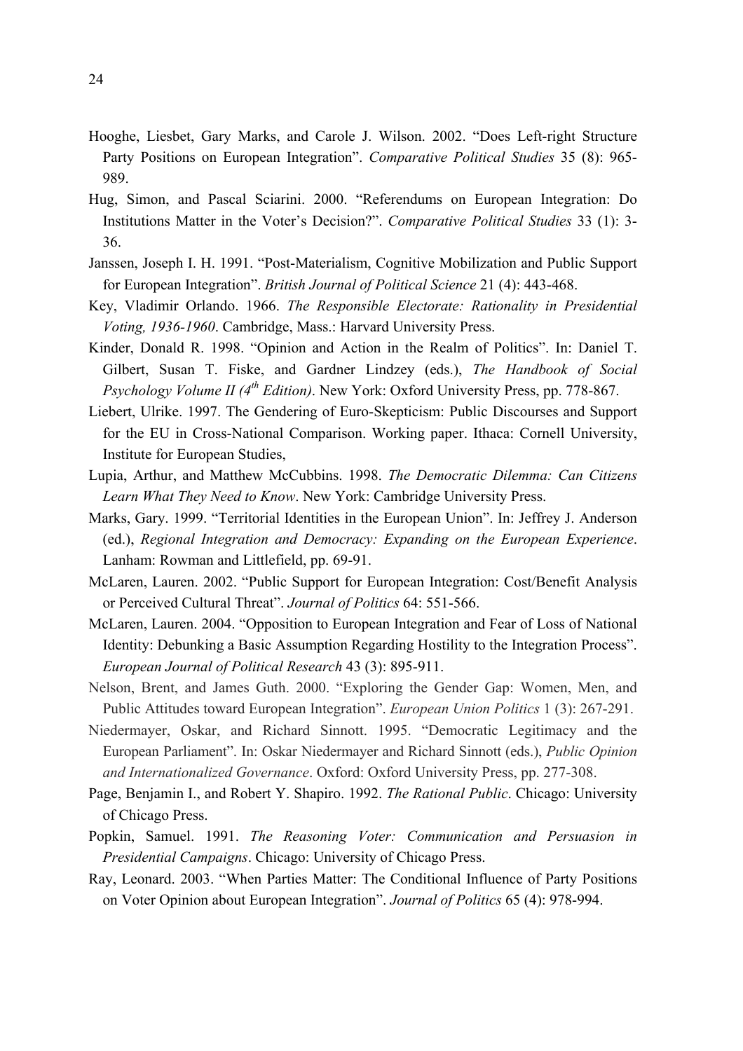Hooghe, Liesbet, Gary Marks, and Carole J. Wilson. 2002. "Does Left-right Structure Party Positions on European Integration". *Comparative Political Studies* 35 (8): 965-989.

Hug, Simon, and Pascal Sciarini. 2000. "Referendums on European Integration: Do Institutions Matter in the Voter's Decision?". *Comparative Political Studies* 33 (1): 3-36.

Janssen, Joseph I. H. 1991. "Post-Materialism, Cognitive Mobilization and Public Support for European Integration". *British Journal of Political Science* 21 (4): 443-468.

Key, Vladimir Orlando. 1966. *The Responsible Electorate: Rationality in Presidential Voting, 1936-1960*. Cambridge, Mass.: Harvard University Press.

Kinder, Donald R. 1998. "Opinion and Action in the Realm of Politics". In: Daniel T. Gilbert, Susan T. Fiske, and Gardner Lindzey (eds.), *The Handbook of Social Psychology Volume II (4th Edition)*. New York: Oxford University Press, pp. 778-867.

Liebert, Ulrike. 1997. The Gendering of Euro-Skepticism: Public Discourses and Support for the EU in Cross-National Comparison. Working paper. Ithaca: Cornell University, Institute for European Studies,

Lupia, Arthur, and Matthew McCubbins. 1998. *The Democratic Dilemma: Can Citizens Learn What They Need to Know*. New York: Cambridge University Press.

Marks, Gary. 1999. "Territorial Identities in the European Union". In: Jeffrey J. Anderson (ed.), *Regional Integration and Democracy: Expanding on the European Experience*. Lanham: Rowman and Littlefield, pp. 69-91.

McLaren, Lauren. 2002. "Public Support for European Integration: Cost/Benefit Analysis or Perceived Cultural Threat". *Journal of Politics* 64: 551-566.

McLaren, Lauren. 2004. "Opposition to European Integration and Fear of Loss of National Identity: Debunking a Basic Assumption Regarding Hostility to the Integration Process". *European Journal of Political Research* 43 (3): 895-911.

Nelson, Brent, and James Guth. 2000. "Exploring the Gender Gap: Women, Men, and Public Attitudes toward European Integration". *European Union Politics* 1 (3): 267-291.

Niedermayer, Oskar, and Richard Sinnott. 1995. "Democratic Legitimacy and the European Parliament". In: Oskar Niedermayer and Richard Sinnott (eds.), *Public Opinion and Internationalized Governance*. Oxford: Oxford University Press, pp. 277-308.

Page, Benjamin I., and Robert Y. Shapiro. 1992. *The Rational Public*. Chicago: University of Chicago Press.

Popkin, Samuel. 1991. *The Reasoning Voter: Communication and Persuasion in Presidential Campaigns*. Chicago: University of Chicago Press.

Ray, Leonard. 2003. "When Parties Matter: The Conditional Influence of Party Positions on Voter Opinion about European Integration". *Journal of Politics* 65 (4): 978-994.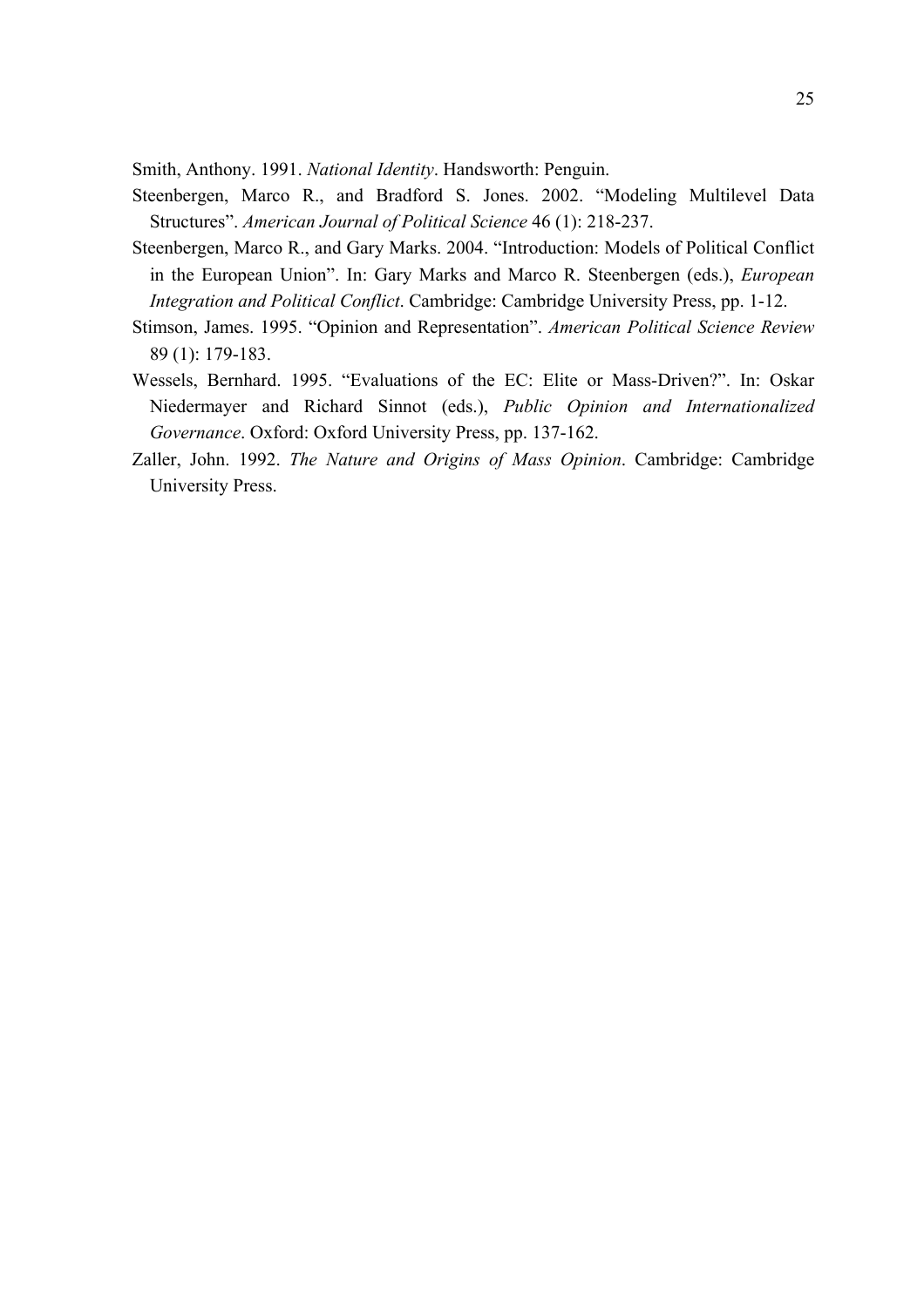Smith, Anthony. 1991. *National Identity*. Handsworth: Penguin.

Steenbergen, Marco R., and Bradford S. Jones. 2002. "Modeling Multilevel Data Structures". *American Journal of Political Science* 46 (1): 218-237.

Steenbergen, Marco R., and Gary Marks. 2004. "Introduction: Models of Political Conflict in the European Union". In: Gary Marks and Marco R. Steenbergen (eds.), *European Integration and Political Conflict*. Cambridge: Cambridge University Press, pp. 1-12.

Stimson, James. 1995. "Opinion and Representation". *American Political Science Review* 89 (1): 179-183.

Wessels, Bernhard. 1995. "Evaluations of the EC: Elite or Mass-Driven?". In: Oskar Niedermayer and Richard Sinnot (eds.), *Public Opinion and Internationalized Governance*. Oxford: Oxford University Press, pp. 137-162.

Zaller, John. 1992. *The Nature and Origins of Mass Opinion*. Cambridge: Cambridge University Press.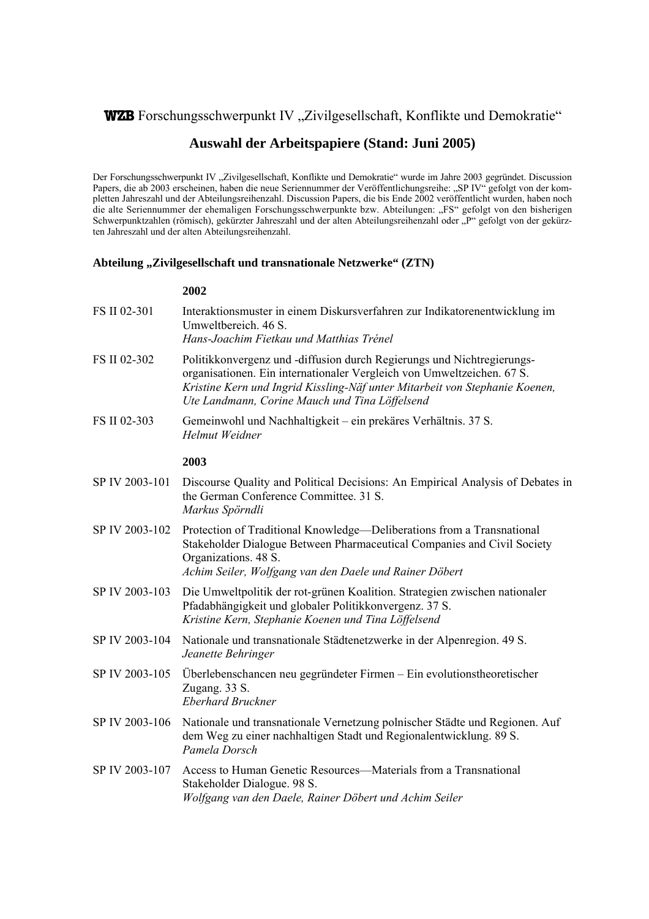# **WZB** Forschungsschwerpunkt IV „Zivilgesellschaft, Konflikte und Demokratie"

## Auswahl der Arbeitspapiere (Stand: Juni 2005)

Der Forschungsschwerpunkt IV „Zivilgesellschaft, Konflikte und Demokratie" wurde im Jahre 2003 gegründet. Discussion Papers, die ab 2003 erscheinen, haben die neue Seriennummer der Veröffentlichungsreihe: „SP IV" gefolgt von der kompletten Jahreszahl und der Abteilungsreihenzahl. Discussion Papers, die bis Ende 2002 veröffentlicht wurden, haben noch die alte Seriennummer der ehemaligen Forschungsschwerpunkte bzw. Abteilungen: „FS" gefolgt von den bisherigen Schwerpunktzahlen (römisch), gekürzter Jahreszahl und der alten Abteilungsreihenzahl oder „P" gefolgt von der gekürzten Jahreszahl und der alten Abteilungsreihenzahl.

### Abteilung „Zivilgesellschaft und transnationale Netzwerke" (ZTN)

**2002**

FS II 02-301 Interaktionsmuster in einem Diskursverfahren zur Indikatorenentwicklung im Umweltbereich. 46 S.
*Hans-Joachim Fietkau und Matthias Trénel*

FS II 02-302 Politikkonvergenz und -diffusion durch Regierungs- und Nichtregierungsorganisationen. Ein internationaler Vergleich von Umweltzeichen. 67 S.
*Kristine Kern und Ingrid Kissling-Näf unter Mitarbeit von Stephanie Koenen, Ute Landmann, Corine Mauch und Tina Löffelsend*

FS II 02-303 Gemeinwohl und Nachhaltigkeit – ein prekäres Verhältnis. 37 S.
*Helmut Weidner*

**2003**

SP IV 2003-101 Discourse Quality and Political Decisions: An Empirical Analysis of Debates in the German Conference Committee. 31 S.
*Markus Spörndli*

SP IV 2003-102 Protection of Traditional Knowledge—Deliberations from a Transnational Stakeholder Dialogue Between Pharmaceutical Companies and Civil Society Organizations. 48 S.
*Achim Seiler, Wolfgang van den Daele und Rainer Döbert*

SP IV 2003-103 Die Umweltpolitik der rot-grünen Koalition. Strategien zwischen nationaler Pfadabhängigkeit und globaler Politikkonvergenz. 37 S.
*Kristine Kern, Stephanie Koenen und Tina Löffelsend*

SP IV 2003-104 Nationale und transnationale Städtenetzwerke in der Alpenregion. 49 S.
*Jeanette Behringer*

SP IV 2003-105 Überlebenschancen neu gegründeter Firmen – Ein evolutionstheoretischer Zugang. 33 S.
*Eberhard Bruckner*

SP IV 2003-106 Nationale und transnationale Vernetzung polnischer Städte und Regionen. Auf dem Weg zu einer nachhaltigen Stadt und Regionalentwicklung. 89 S.
*Pamela Dorsch*

SP IV 2003-107 Access to Human Genetic Resources—Materials from a Transnational Stakeholder Dialogue. 98 S.
*Wolfgang van den Daele, Rainer Döbert und Achim Seiler*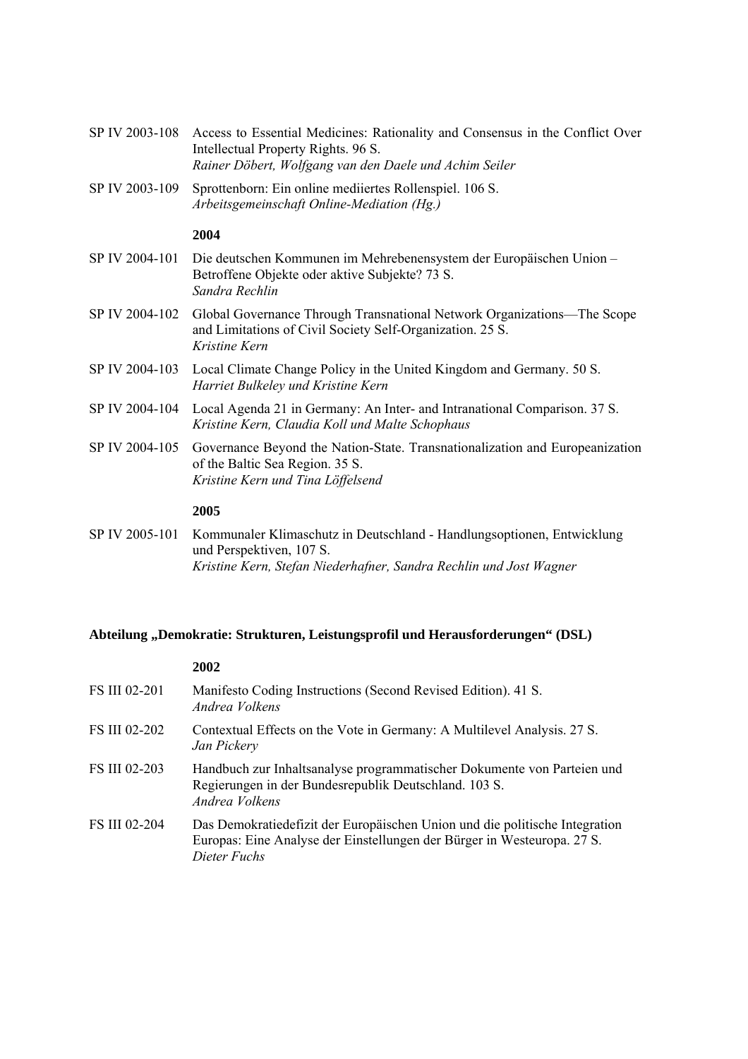SP IV 2003-108 Access to Essential Medicines: Rationality and Consensus in the Conflict Over Intellectual Property Rights. 96 S.
*Rainer Döbert, Wolfgang van den Daele und Achim Seiler*

SP IV 2003-109 Sprottenborn: Ein online mediiertes Rollenspiel. 106 S.
*Arbeitsgemeinschaft Online-Mediation (Hg.)*

**2004**

SP IV 2004-101 Die deutschen Kommunen im Mehrebenensystem der Europäischen Union – Betroffene Objekte oder aktive Subjekte? 73 S.
*Sandra Rechlin*

SP IV 2004-102 Global Governance Through Transnational Network Organizations—The Scope and Limitations of Civil Society Self-Organization. 25 S.
*Kristine Kern*

SP IV 2004-103 Local Climate Change Policy in the United Kingdom and Germany. 50 S.
*Harriet Bulkeley und Kristine Kern*

SP IV 2004-104 Local Agenda 21 in Germany: An Inter- and Intranational Comparison. 37 S.
*Kristine Kern, Claudia Koll und Malte Schophaus*

SP IV 2004-105 Governance Beyond the Nation-State. Transnationalization and Europeanization of the Baltic Sea Region. 35 S.
*Kristine Kern und Tina Löffelsend*

**2005**

SP IV 2005-101 Kommunaler Klimaschutz in Deutschland - Handlungsoptionen, Entwicklung und Perspektiven, 107 S.
*Kristine Kern, Stefan Niederhafner, Sandra Rechlin und Jost Wagner*

**Abteilung „Demokratie: Strukturen, Leistungsprofil und Herausforderungen" (DSL)**

**2002**

FS III 02-201 Manifesto Coding Instructions (Second Revised Edition). 41 S.
*Andrea Volkens*

FS III 02-202 Contextual Effects on the Vote in Germany: A Multilevel Analysis. 27 S.
*Jan Pickery*

FS III 02-203 Handbuch zur Inhaltsanalyse programmatischer Dokumente von Parteien und Regierungen in der Bundesrepublik Deutschland. 103 S.
*Andrea Volkens*

FS III 02-204 Das Demokratiedefizit der Europäischen Union und die politische Integration Europas: Eine Analyse der Einstellungen der Bürger in Westeuropa. 27 S.
*Dieter Fuchs*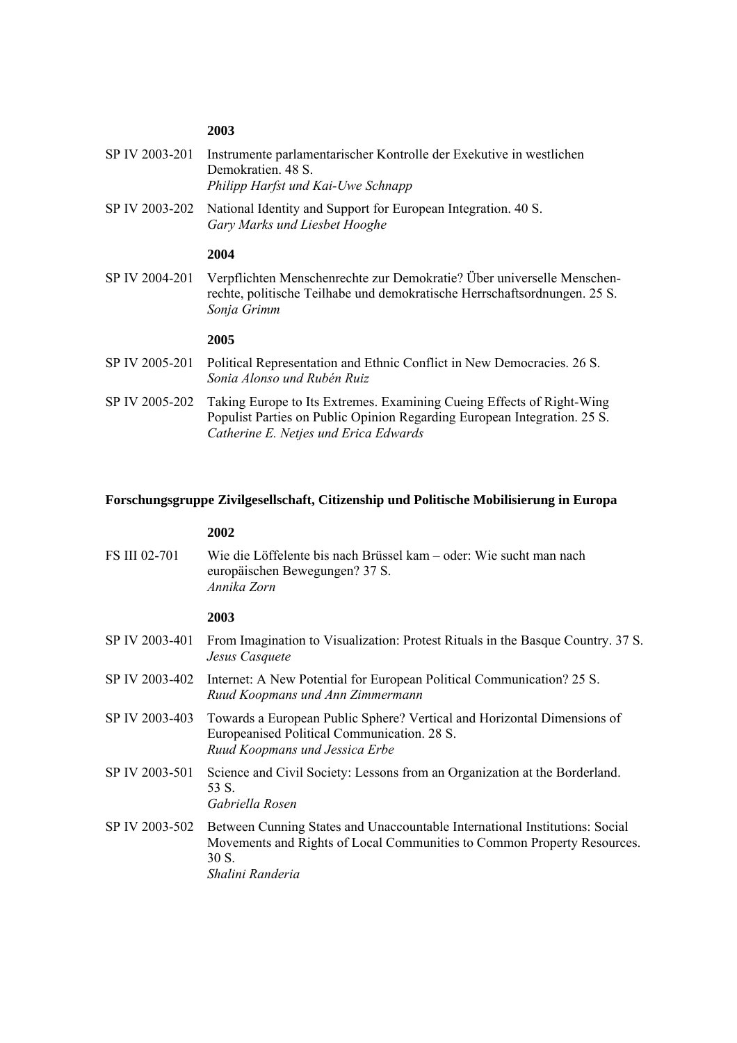**2003**

SP IV 2003-201 Instrumente parlamentarischer Kontrolle der Exekutive in westlichen Demokratien. 48 S.
*Philipp Harfst und Kai-Uwe Schnapp*

SP IV 2003-202 National Identity and Support for European Integration. 40 S.
*Gary Marks und Liesbet Hooghe*

**2004**

SP IV 2004-201 Verpflichten Menschenrechte zur Demokratie? Über universelle Menschenrechte, politische Teilhabe und demokratische Herrschaftsordnungen. 25 S.
*Sonja Grimm*

**2005**

SP IV 2005-201 Political Representation and Ethnic Conflict in New Democracies. 26 S.
*Sonia Alonso und Rubén Ruiz*

SP IV 2005-202 Taking Europe to Its Extremes. Examining Cueing Effects of Right-Wing Populist Parties on Public Opinion Regarding European Integration. 25 S.
*Catherine E. Netjes und Erica Edwards*

**Forschungsgruppe Zivilgesellschaft, Citizenship und Politische Mobilisierung in Europa**

**2002**

FS III 02-701 Wie die Löffelente bis nach Brüssel kam – oder: Wie sucht man nach europäischen Bewegungen? 37 S.
*Annika Zorn*

**2003**

SP IV 2003-401 From Imagination to Visualization: Protest Rituals in the Basque Country. 37 S.
*Jesus Casquete*

SP IV 2003-402 Internet: A New Potential for European Political Communication? 25 S.
*Ruud Koopmans und Ann Zimmermann*

SP IV 2003-403 Towards a European Public Sphere? Vertical and Horizontal Dimensions of Europeanised Political Communication. 28 S.
*Ruud Koopmans und Jessica Erbe*

SP IV 2003-501 Science and Civil Society: Lessons from an Organization at the Borderland. 53 S.
*Gabriella Rosen*

SP IV 2003-502 Between Cunning States and Unaccountable International Institutions: Social Movements and Rights of Local Communities to Common Property Resources. 30 S.
*Shalini Randeria*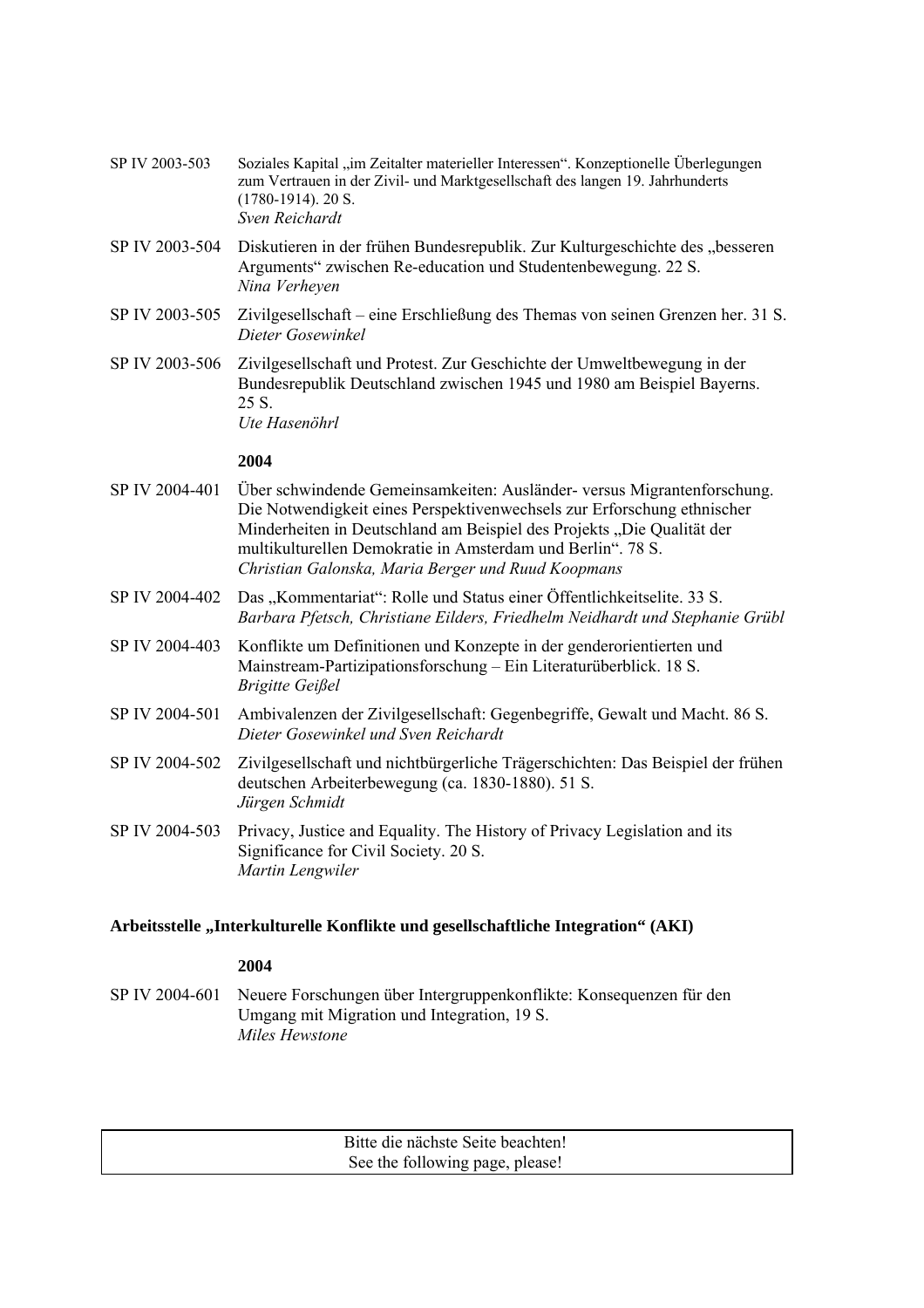SP IV 2003-503 Soziales Kapital „im Zeitalter materieller Interessen". Konzeptionelle Überlegungen zum Vertrauen in der Zivil- und Marktgesellschaft des langen 19. Jahrhunderts (1780-1914). 20 S.
*Sven Reichardt*

SP IV 2003-504 Diskutieren in der frühen Bundesrepublik. Zur Kulturgeschichte des „besseren Arguments" zwischen Re-education und Studentenbewegung. 22 S.
*Nina Verheyen*

SP IV 2003-505 Zivilgesellschaft – eine Erschließung des Themas von seinen Grenzen her. 31 S.
*Dieter Gosewinkel*

SP IV 2003-506 Zivilgesellschaft und Protest. Zur Geschichte der Umweltbewegung in der Bundesrepublik Deutschland zwischen 1945 und 1980 am Beispiel Bayerns. 25 S.
*Ute Hasenöhrl*

**2004**

SP IV 2004-401 Über schwindende Gemeinsamkeiten: Ausländer- versus Migrantenforschung. Die Notwendigkeit eines Perspektivenwechsels zur Erforschung ethnischer Minderheiten in Deutschland am Beispiel des Projekts „Die Qualität der multikulturellen Demokratie in Amsterdam und Berlin". 78 S.
*Christian Galonska, Maria Berger und Ruud Koopmans*

SP IV 2004-402 Das „Kommentariat": Rolle und Status einer Öffentlichkeitselite. 33 S.
*Barbara Pfetsch, Christiane Eilders, Friedhelm Neidhardt und Stephanie Grübl*

SP IV 2004-403 Konflikte um Definitionen und Konzepte in der genderorientierten und Mainstream-Partizipationsforschung – Ein Literaturüberblick. 18 S.
*Brigitte Geißel*

SP IV 2004-501 Ambivalenzen der Zivilgesellschaft: Gegenbegriffe, Gewalt und Macht. 86 S.
*Dieter Gosewinkel und Sven Reichardt*

SP IV 2004-502 Zivilgesellschaft und nichtbürgerliche Trägerschichten: Das Beispiel der frühen deutschen Arbeiterbewegung (ca. 1830-1880). 51 S.
*Jürgen Schmidt*

SP IV 2004-503 Privacy, Justice and Equality. The History of Privacy Legislation and its Significance for Civil Society. 20 S.
*Martin Lengwiler*

**Arbeitsstelle „Interkulturelle Konflikte und gesellschaftliche Integration" (AKI)**

**2004**

SP IV 2004-601 Neuere Forschungen über Intergruppenkonflikte: Konsequenzen für den Umgang mit Migration und Integration, 19 S.
*Miles Hewstone*

Bitte die nächste Seite beachten!
See the following page, please!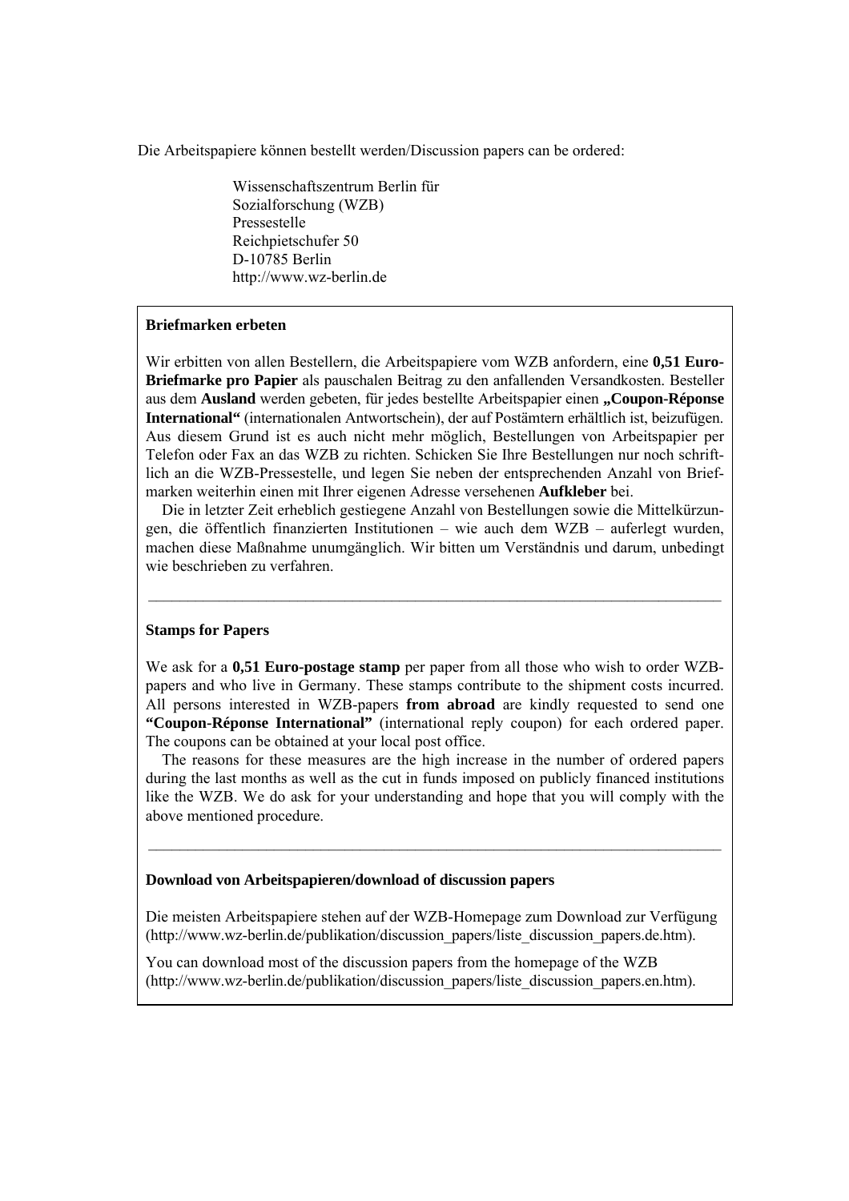Die Arbeitspapiere können bestellt werden/Discussion papers can be ordered:

Wissenschaftszentrum Berlin für
Sozialforschung (WZB)
Pressestelle
Reichpietschufer 50
D-10785 Berlin
http://www.wz-berlin.de

**Briefmarken erbeten**

Wir erbitten von allen Bestellern, die Arbeitspapiere vom WZB anfordern, eine **0,51 Euro-Briefmarke pro Papier** als pauschalen Beitrag zu den anfallenden Versandkosten. Besteller aus dem **Ausland** werden gebeten, für jedes bestellte Arbeitspapier einen **„Coupon-Réponse International“** (internationalen Antwortschein), der auf Postämtern erhältlich ist, beizufügen. Aus diesem Grund ist es auch nicht mehr möglich, Bestellungen von Arbeitspapier per Telefon oder Fax an das WZB zu richten. Schicken Sie Ihre Bestellungen nur noch schriftlich an die WZB-Pressestelle, und legen Sie neben der entsprechenden Anzahl von Briefmarken weiterhin einen mit Ihrer eigenen Adresse versehenen **Aufkleber** bei.

Die in letzter Zeit erheblich gestiegene Anzahl von Bestellungen sowie die Mittelkürzungen, die öffentlich finanzierten Institutionen – wie auch dem WZB – auferlegt wurden, machen diese Maßnahme unumgänglich. Wir bitten um Verständnis und darum, unbedingt wie beschrieben zu verfahren.

---

**Stamps for Papers**

We ask for a **0,51 Euro-postage stamp** per paper from all those who wish to order WZB-papers and who live in Germany. These stamps contribute to the shipment costs incurred. All persons interested in WZB-papers **from abroad** are kindly requested to send one **“Coupon-Réponse International”** (international reply coupon) for each ordered paper. The coupons can be obtained at your local post office.

The reasons for these measures are the high increase in the number of ordered papers during the last months as well as the cut in funds imposed on publicly financed institutions like the WZB. We do ask for your understanding and hope that you will comply with the above mentioned procedure.

---

**Download von Arbeitspapieren/download of discussion papers**

Die meisten Arbeitspapiere stehen auf der WZB-Homepage zum Download zur Verfügung (http://www.wz-berlin.de/publikation/discussion_papers/liste_discussion_papers.de.htm).

You can download most of the discussion papers from the homepage of the WZB (http://www.wz-berlin.de/publikation/discussion_papers/liste_discussion_papers.en.htm).